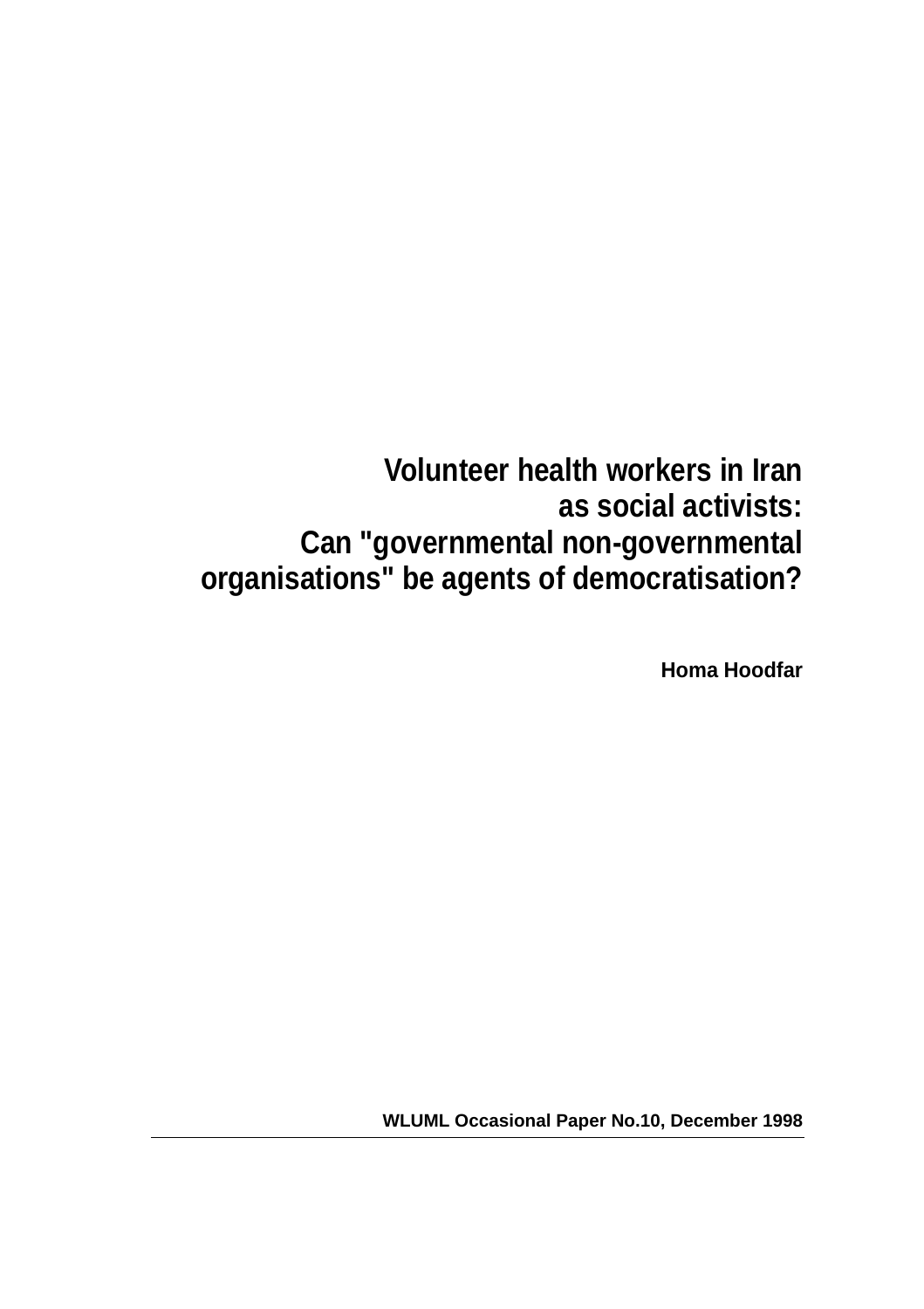# Volunteer health workers in Iran as social activists: Can "governmental non-governmental organisations" be agents of democratisation?

**Homa Hoodfar**

**WLUML Occasional Paper No.10, December 1998**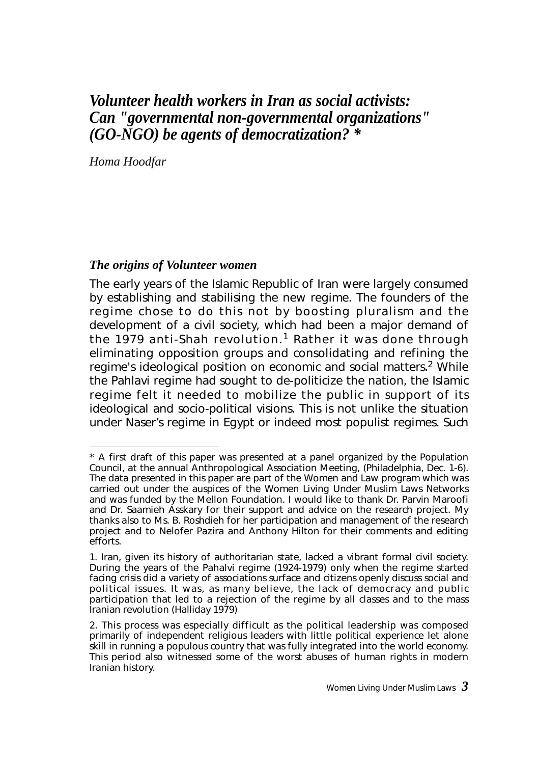# *Volunteer health workers in Iran as social activists: Can "governmental non-governmental organizations" (GO-NGO) be agents of democratization? **

*Homa Hoodfar*

## *The origins of Volunteer women*

The early years of the Islamic Republic of Iran were largely consumed by establishing and stabilising the new regime. The founders of the regime chose to do this not by boosting pluralism and the development of a civil society, which had been a major demand of the 1979 anti-Shah revolution.[1] Rather it was done through eliminating opposition groups and consolidating and refining the regime's ideological position on economic and social matters.[2] While the Pahlavi regime had sought to de-politicize the nation, the Islamic regime felt it needed to mobilize the public in support of its ideological and socio-political visions. This is not unlike the situation under Naser's regime in Egypt or indeed most populist regimes. Such

---

\* A first draft of this paper was presented at a panel organized by the Population Council, at the annual Anthropological Association Meeting, (Philadelphia, Dec. 1-6). The data presented in this paper are part of the Women and Law program which was carried out under the auspices of the Women Living Under Muslim Laws Networks and was funded by the Mellon Foundation. I would like to thank Dr. Parvin Maroofi and Dr. Saamieh Asskary for their support and advice on the research project. My thanks also to Ms. B. Roshdieh for her participation and management of the research project and to Nelofer Pazira and Anthony Hilton for their comments and editing efforts.

1. Iran, given its history of authoritarian state, lacked a vibrant formal civil society. During the years of the Pahalvi regime (1924-1979) only when the regime started facing crisis did a variety of associations surface and citizens openly discuss social and political issues. It was, as many believe, the lack of democracy and public participation that led to a rejection of the regime by all classes and to the mass Iranian revolution (Halliday 1979)

2. This process was especially difficult as the political leadership was composed primarily of independent religious leaders with little political experience let alone skill in running a populous country that was fully integrated into the world economy. This period also witnessed some of the worst abuses of human rights in modern Iranian history.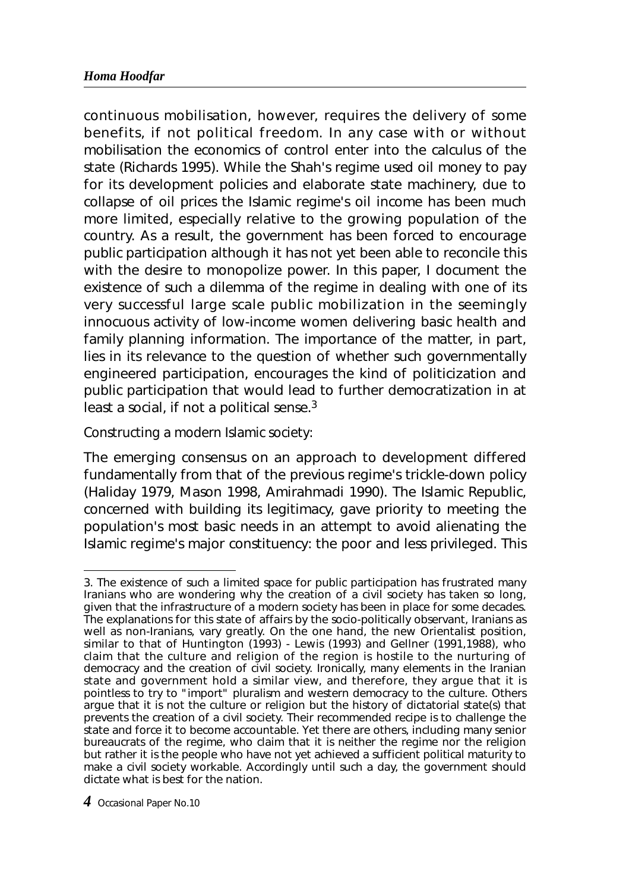continuous mobilisation, however, requires the delivery of some benefits, if not political freedom. In any case with or without mobilisation the economics of control enter into the calculus of the state (Richards 1995). While the Shah's regime used oil money to pay for its development policies and elaborate state machinery, due to collapse of oil prices the Islamic regime's oil income has been much more limited, especially relative to the growing population of the country. As a result, the government has been forced to encourage public participation although it has not yet been able to reconcile this with the desire to monopolize power. In this paper, I document the existence of such a dilemma of the regime in dealing with one of its very successful large scale public mobilization in the seemingly innocuous activity of low-income women delivering basic health and family planning information. The importance of the matter, in part, lies in its relevance to the question of whether such governmentally engineered participation, encourages the kind of politicization and public participation that would lead to further democratization in at least a social, if not a political sense.[3]

Constructing a modern Islamic society:

The emerging consensus on an approach to development differed fundamentally from that of the previous regime's trickle-down policy (Haliday 1979, Mason 1998, Amirahmadi 1990). The Islamic Republic, concerned with building its legitimacy, gave priority to meeting the population's most basic needs in an attempt to avoid alienating the Islamic regime's major constituency: the poor and less privileged. This

3. The existence of such a limited space for public participation has frustrated many Iranians who are wondering why the creation of a civil society has taken so long, given that the infrastructure of a modern society has been in place for some decades. The explanations for this state of affairs by the socio-politically observant, Iranians as well as non-Iranians, vary greatly. On the one hand, the new Orientalist position, similar to that of Huntington (1993) - Lewis (1993) and Gellner (1991,1988), who claim that the culture and religion of the region is hostile to the nurturing of democracy and the creation of civil society. Ironically, many elements in the Iranian state and government hold a similar view, and therefore, they argue that it is pointless to try to "import" pluralism and western democracy to the culture. Others argue that it is not the culture or religion but the history of dictatorial state(s) that prevents the creation of a civil society. Their recommended recipe is to challenge the state and force it to become accountable. Yet there are others, including many senior bureaucrats of the regime, who claim that it is neither the regime nor the religion but rather it is the people who have not yet achieved a sufficient political maturity to make a civil society workable. Accordingly until such a day, the government should dictate what is best for the nation.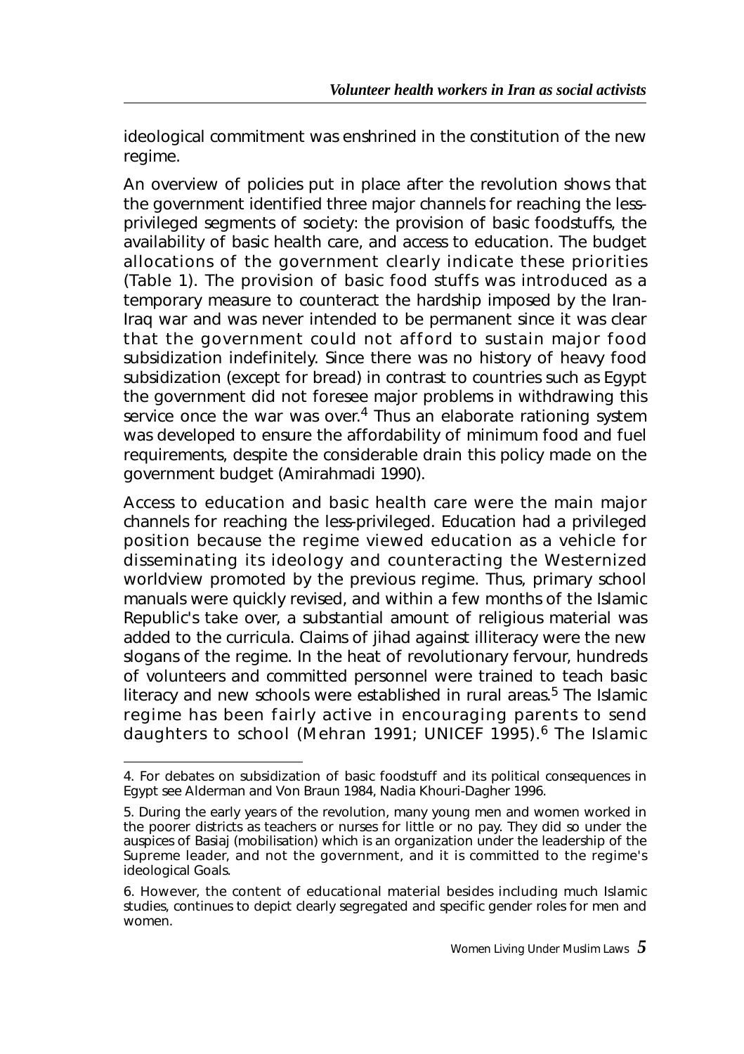ideological commitment was enshrined in the constitution of the new regime.

An overview of policies put in place after the revolution shows that the government identified three major channels for reaching the less-privileged segments of society: the provision of basic foodstuffs, the availability of basic health care, and access to education. The budget allocations of the government clearly indicate these priorities (Table 1). The provision of basic food stuffs was introduced as a temporary measure to counteract the hardship imposed by the Iran-Iraq war and was never intended to be permanent since it was clear that the government could not afford to sustain major food subsidization indefinitely. Since there was no history of heavy food subsidization (except for bread) in contrast to countries such as Egypt the government did not foresee major problems in withdrawing this service once the war was over.[4] Thus an elaborate rationing system was developed to ensure the affordability of minimum food and fuel requirements, despite the considerable drain this policy made on the government budget (Amirahmadi 1990).

Access to education and basic health care were the main major channels for reaching the less-privileged. Education had a privileged position because the regime viewed education as a vehicle for disseminating its ideology and counteracting the Westernized worldview promoted by the previous regime. Thus, primary school manuals were quickly revised, and within a few months of the Islamic Republic's take over, a substantial amount of religious material was added to the curricula. Claims of jihad against illiteracy were the new slogans of the regime. In the heat of revolutionary fervour, hundreds of volunteers and committed personnel were trained to teach basic literacy and new schools were established in rural areas.[5] The Islamic regime has been fairly active in encouraging parents to send daughters to school (Mehran 1991; UNICEF 1995).[6] The Islamic

---

4. For debates on subsidization of basic foodstuff and its political consequences in Egypt see Alderman and Von Braun 1984, Nadia Khouri-Dagher 1996.

5. During the early years of the revolution, many young men and women worked in the poorer districts as teachers or nurses for little or no pay. They did so under the auspices of Basiaj (mobilisation) which is an organization under the leadership of the Supreme leader, and not the government, and it is committed to the regime's ideological Goals.

6. However, the content of educational material besides including much Islamic studies, continues to depict clearly segregated and specific gender roles for men and women.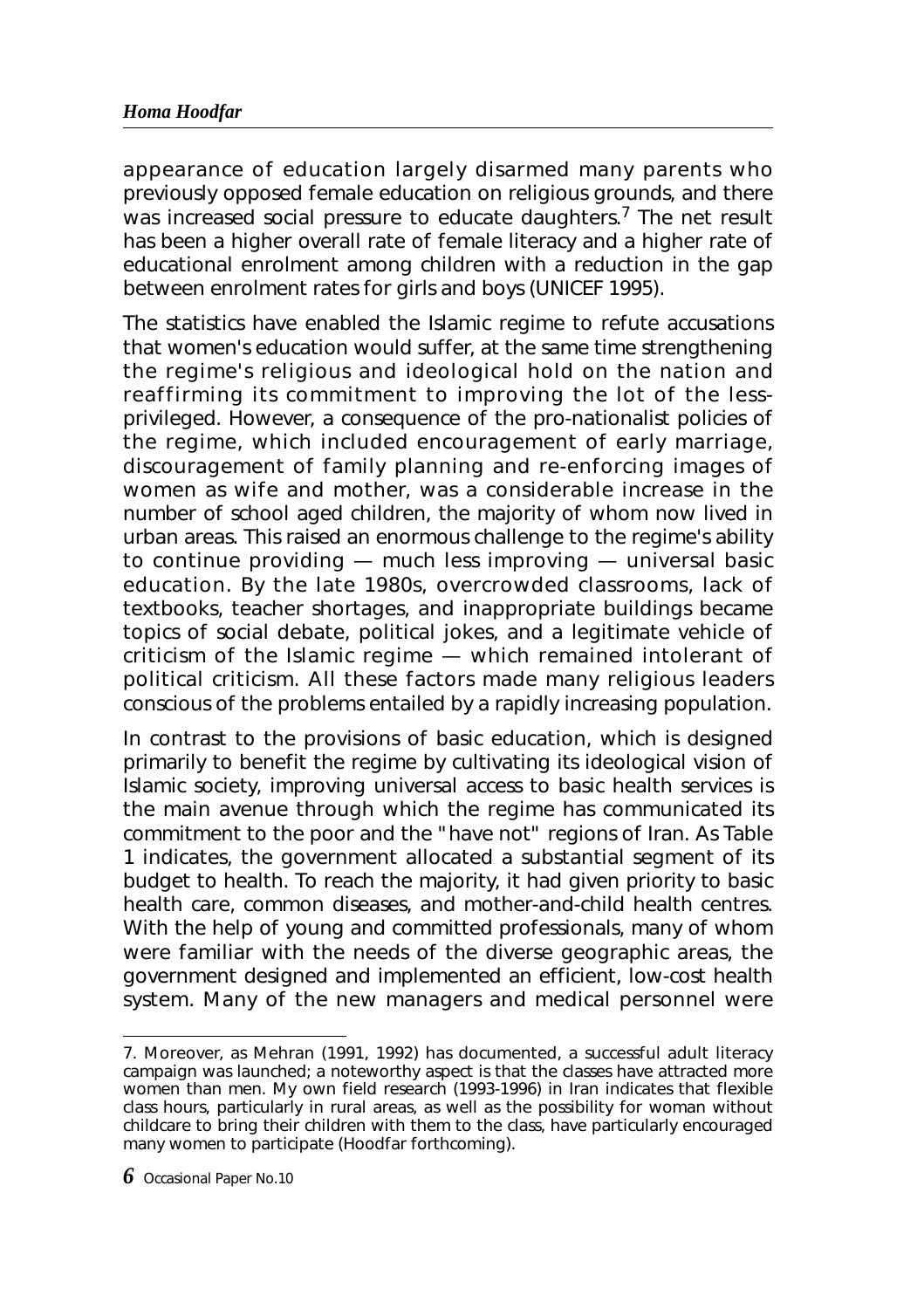appearance of education largely disarmed many parents who previously opposed female education on religious grounds, and there was increased social pressure to educate daughters.[7] The net result has been a higher overall rate of female literacy and a higher rate of educational enrolment among children with a reduction in the gap between enrolment rates for girls and boys (UNICEF 1995).

The statistics have enabled the Islamic regime to refute accusations that women's education would suffer, at the same time strengthening the regime's religious and ideological hold on the nation and reaffirming its commitment to improving the lot of the less-privileged. However, a consequence of the pro-nationalist policies of the regime, which included encouragement of early marriage, discouragement of family planning and re-enforcing images of women as wife and mother, was a considerable increase in the number of school aged children, the majority of whom now lived in urban areas. This raised an enormous challenge to the regime's ability to continue providing — much less improving — universal basic education. By the late 1980s, overcrowded classrooms, lack of textbooks, teacher shortages, and inappropriate buildings became topics of social debate, political jokes, and a legitimate vehicle of criticism of the Islamic regime — which remained intolerant of political criticism. All these factors made many religious leaders conscious of the problems entailed by a rapidly increasing population.

In contrast to the provisions of basic education, which is designed primarily to benefit the regime by cultivating its ideological vision of Islamic society, improving universal access to basic health services is the main avenue through which the regime has communicated its commitment to the poor and the "have not" regions of Iran. As Table 1 indicates, the government allocated a substantial segment of its budget to health. To reach the majority, it had given priority to basic health care, common diseases, and mother-and-child health centres. With the help of young and committed professionals, many of whom were familiar with the needs of the diverse geographic areas, the government designed and implemented an efficient, low-cost health system. Many of the new managers and medical personnel were

---

7. Moreover, as Mehran (1991, 1992) has documented, a successful adult literacy campaign was launched; a noteworthy aspect is that the classes have attracted more women than men. My own field research (1993-1996) in Iran indicates that flexible class hours, particularly in rural areas, as well as the possibility for woman without childcare to bring their children with them to the class, have particularly encouraged many women to participate (Hoodfar forthcoming).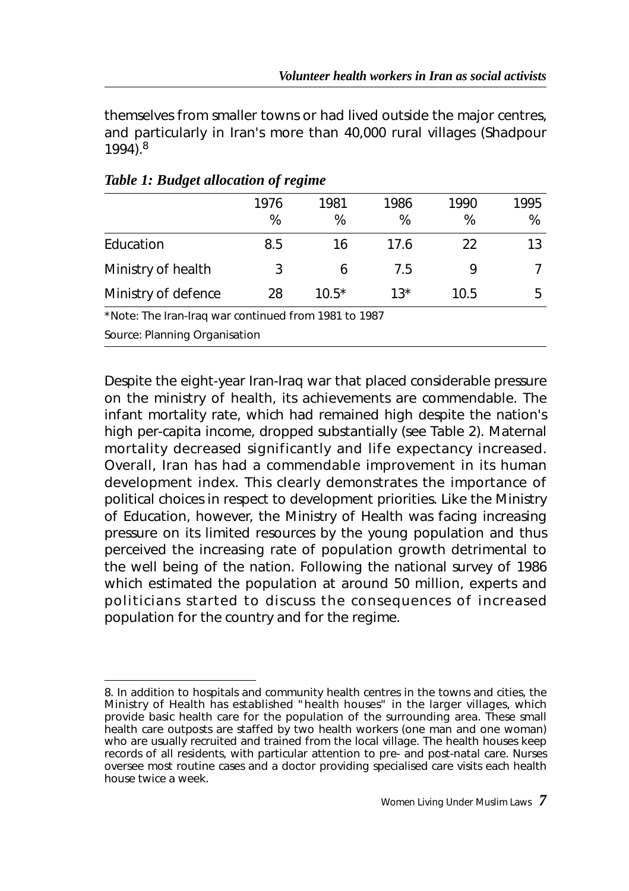themselves from smaller towns or had lived outside the major centres, and particularly in Iran's more than 40,000 rural villages (Shadpour 1994).[8]

*Table 1: Budget allocation of regime*

| | 1976 % | 1981 % | 1986 % | 1990 % | 1995 % |
|---|---|---|---|---|---|
| Education | 8.5 | 16 | 17.6 | 22 | 13 |
| Ministry of health | 3 | 6 | 7.5 | 9 | 7 |
| Ministry of defence | 28 | 10.5* | 13* | 10.5 | 5 |

*Note: The Iran-Iraq war continued from 1981 to 1987

Source: Planning Organisation

Despite the eight-year Iran-Iraq war that placed considerable pressure on the ministry of health, its achievements are commendable. The infant mortality rate, which had remained high despite the nation's high per-capita income, dropped substantially (see Table 2). Maternal mortality decreased significantly and life expectancy increased. Overall, Iran has had a commendable improvement in its human development index. This clearly demonstrates the importance of political choices in respect to development priorities. Like the Ministry of Education, however, the Ministry of Health was facing increasing pressure on its limited resources by the young population and thus perceived the increasing rate of population growth detrimental to the well being of the nation. Following the national survey of 1986 which estimated the population at around 50 million, experts and politicians started to discuss the consequences of increased population for the country and for the regime.

8. In addition to hospitals and community health centres in the towns and cities, the Ministry of Health has established "health houses" in the larger villages, which provide basic health care for the population of the surrounding area. These small health care outposts are staffed by two health workers (one man and one woman) who are usually recruited and trained from the local village. The health houses keep records of all residents, with particular attention to pre- and post-natal care. Nurses oversee most routine cases and a doctor providing specialised care visits each health house twice a week.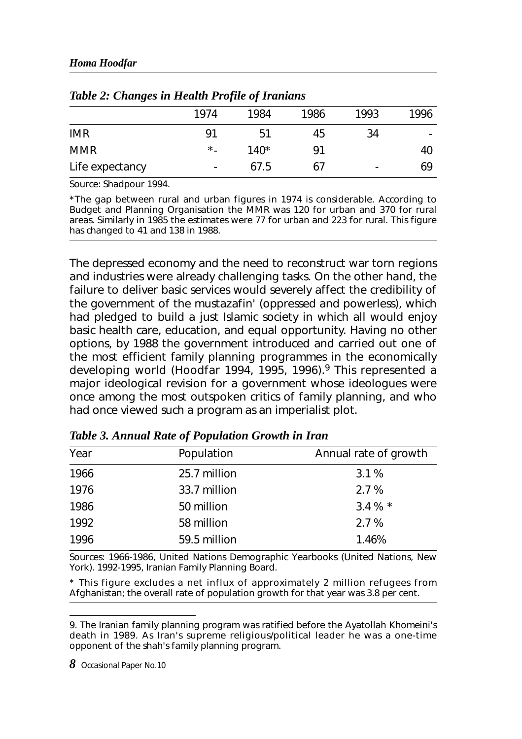*Table 2: Changes in Health Profile of Iranians*

| | 1974 | 1984 | 1986 | 1993 | 1996 |
|---|---|---|---|---|---|
| IMR | 91 | 51 | 45 | 34 | - |
| MMR | *- | 140* | 91 | | 40 |
| Life expectancy | - | 67.5 | 67 | - | 69 |

Source: Shadpour 1994.

*The gap between rural and urban figures in 1974 is considerable. According to Budget and Planning Organisation the MMR was 120 for urban and 370 for rural areas. Similarly in 1985 the estimates were 77 for urban and 223 for rural. This figure has changed to 41 and 138 in 1988.

The depressed economy and the need to reconstruct war torn regions and industries were already challenging tasks. On the other hand, the failure to deliver basic services would severely affect the credibility of the government of the mustazafin' (oppressed and powerless), which had pledged to build a just Islamic society in which all would enjoy basic health care, education, and equal opportunity. Having no other options, by 1988 the government introduced and carried out one of the most efficient family planning programmes in the economically developing world (Hoodfar 1994, 1995, 1996).[9] This represented a major ideological revision for a government whose ideologues were once among the most outspoken critics of family planning, and who had once viewed such a program as an imperialist plot.

*Table 3. Annual Rate of Population Growth in Iran*

| Year | Population | Annual rate of growth |
|---|---|---|
| 1966 | 25.7 million | 3.1 % |
| 1976 | 33.7 million | 2.7 % |
| 1986 | 50 million | 3.4 % * |
| 1992 | 58 million | 2.7 % |
| 1996 | 59.5 million | 1.46% |

Sources: 1966-1986, United Nations Demographic Yearbooks (United Nations, New York). 1992-1995, Iranian Family Planning Board.

* This figure excludes a net influx of approximately 2 million refugees from Afghanistan; the overall rate of population growth for that year was 3.8 per cent.

9. The Iranian family planning program was ratified before the Ayatollah Khomeini's death in 1989. As Iran's supreme religious/political leader he was a one-time opponent of the shah's family planning program.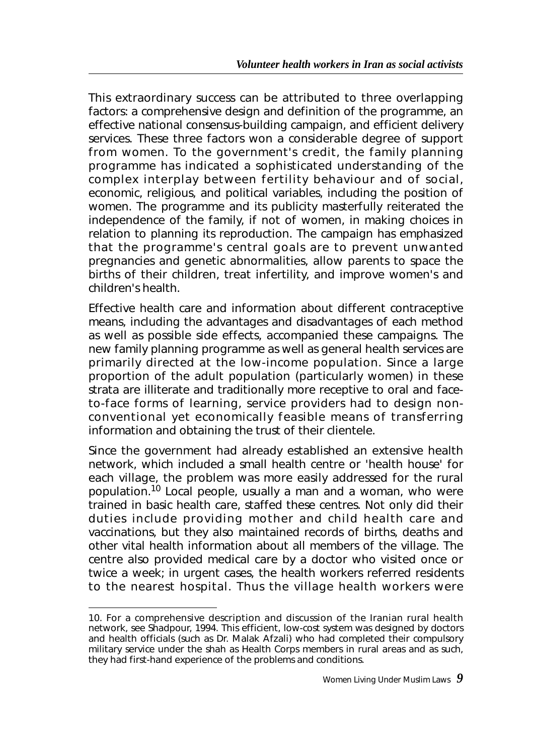This extraordinary success can be attributed to three overlapping factors: a comprehensive design and definition of the programme, an effective national consensus-building campaign, and efficient delivery services. These three factors won a considerable degree of support from women. To the government's credit, the family planning programme has indicated a sophisticated understanding of the complex interplay between fertility behaviour and of social, economic, religious, and political variables, including the position of women. The programme and its publicity masterfully reiterated the independence of the family, if not of women, in making choices in relation to planning its reproduction. The campaign has emphasized that the programme's central goals are to prevent unwanted pregnancies and genetic abnormalities, allow parents to space the births of their children, treat infertility, and improve women's and children's health.

Effective health care and information about different contraceptive means, including the advantages and disadvantages of each method as well as possible side effects, accompanied these campaigns. The new family planning programme as well as general health services are primarily directed at the low-income population. Since a large proportion of the adult population (particularly women) in these strata are illiterate and traditionally more receptive to oral and face-to-face forms of learning, service providers had to design non-conventional yet economically feasible means of transferring information and obtaining the trust of their clientele.

Since the government had already established an extensive health network, which included a small health centre or 'health house' for each village, the problem was more easily addressed for the rural population.[10] Local people, usually a man and a woman, who were trained in basic health care, staffed these centres. Not only did their duties include providing mother and child health care and vaccinations, but they also maintained records of births, deaths and other vital health information about all members of the village. The centre also provided medical care by a doctor who visited once or twice a week; in urgent cases, the health workers referred residents to the nearest hospital. Thus the village health workers were

---

10. For a comprehensive description and discussion of the Iranian rural health network, see Shadpour, 1994. This efficient, low-cost system was designed by doctors and health officials (such as Dr. Malak Afzali) who had completed their compulsory military service under the shah as Health Corps members in rural areas and as such, they had first-hand experience of the problems and conditions.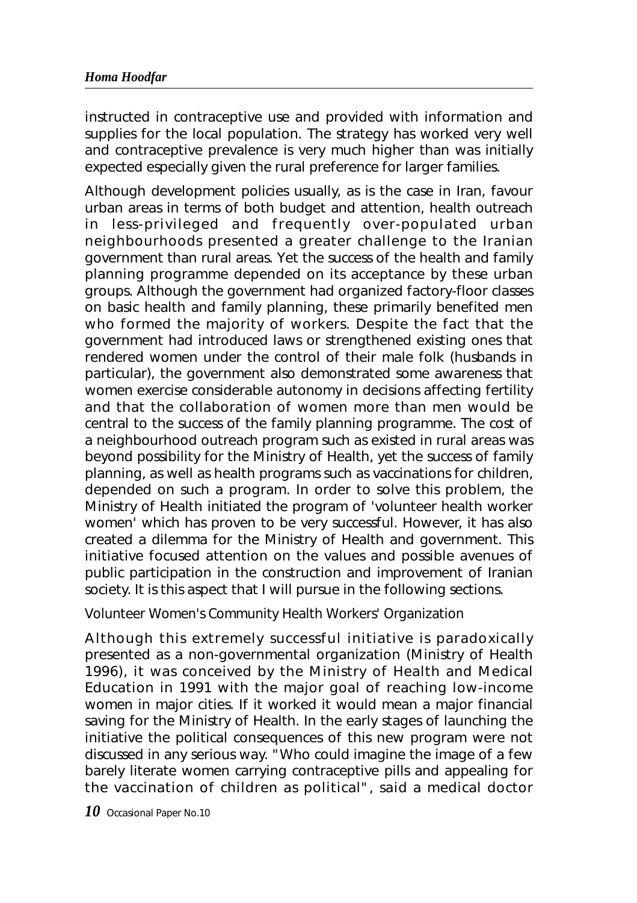instructed in contraceptive use and provided with information and supplies for the local population. The strategy has worked very well and contraceptive prevalence is very much higher than was initially expected especially given the rural preference for larger families.

Although development policies usually, as is the case in Iran, favour urban areas in terms of both budget and attention, health outreach in less-privileged and frequently over-populated urban neighbourhoods presented a greater challenge to the Iranian government than rural areas. Yet the success of the health and family planning programme depended on its acceptance by these urban groups. Although the government had organized factory-floor classes on basic health and family planning, these primarily benefited men who formed the majority of workers. Despite the fact that the government had introduced laws or strengthened existing ones that rendered women under the control of their male folk (husbands in particular), the government also demonstrated some awareness that women exercise considerable autonomy in decisions affecting fertility and that the collaboration of women more than men would be central to the success of the family planning programme. The cost of a neighbourhood outreach program such as existed in rural areas was beyond possibility for the Ministry of Health, yet the success of family planning, as well as health programs such as vaccinations for children, depended on such a program. In order to solve this problem, the Ministry of Health initiated the program of 'volunteer health worker women' which has proven to be very successful. However, it has also created a dilemma for the Ministry of Health and government. This initiative focused attention on the values and possible avenues of public participation in the construction and improvement of Iranian society. It is this aspect that I will pursue in the following sections.

## Volunteer Women's Community Health Workers' Organization

Although this extremely successful initiative is paradoxically presented as a non-governmental organization (Ministry of Health 1996), it was conceived by the Ministry of Health and Medical Education in 1991 with the major goal of reaching low-income women in major cities. If it worked it would mean a major financial saving for the Ministry of Health. In the early stages of launching the initiative the political consequences of this new program were not discussed in any serious way. "Who could imagine the image of a few barely literate women carrying contraceptive pills and appealing for the vaccination of children as political", said a medical doctor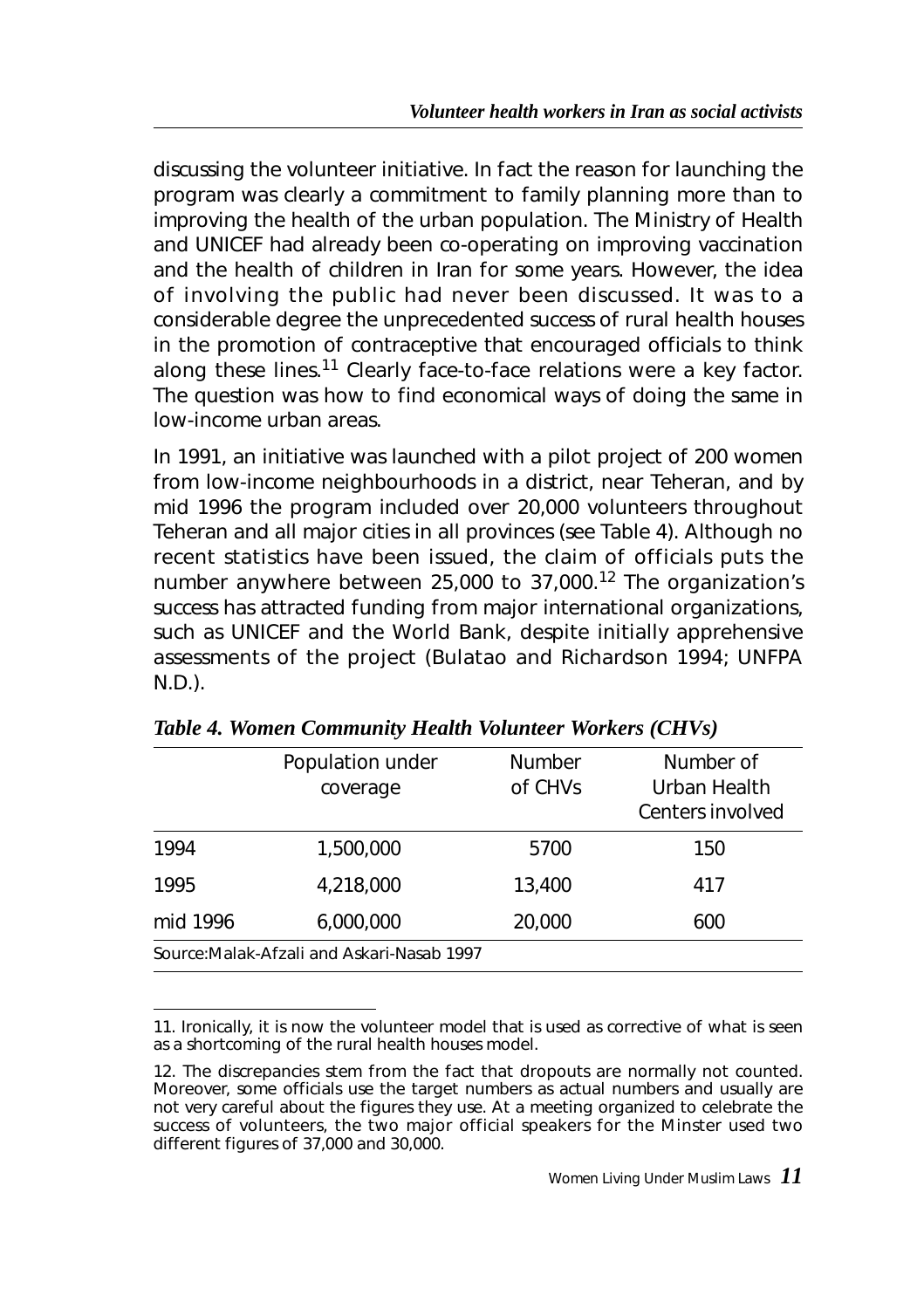discussing the volunteer initiative. In fact the reason for launching the program was clearly a commitment to family planning more than to improving the health of the urban population. The Ministry of Health and UNICEF had already been co-operating on improving vaccination and the health of children in Iran for some years. However, the idea of involving the public had never been discussed. It was to a considerable degree the unprecedented success of rural health houses in the promotion of contraceptive that encouraged officials to think along these lines.[11] Clearly face-to-face relations were a key factor. The question was how to find economical ways of doing the same in low-income urban areas.

In 1991, an initiative was launched with a pilot project of 200 women from low-income neighbourhoods in a district, near Teheran, and by mid 1996 the program included over 20,000 volunteers throughout Teheran and all major cities in all provinces (see Table 4). Although no recent statistics have been issued, the claim of officials puts the number anywhere between 25,000 to 37,000.[12] The organization's success has attracted funding from major international organizations, such as UNICEF and the World Bank, despite initially apprehensive assessments of the project (Bulatao and Richardson 1994; UNFPA N.D.).

*Table 4. Women Community Health Volunteer Workers (CHVs)*

| | Population under coverage | Number of CHVs | Number of Urban Health Centers involved |
|---|---|---|---|
| 1994 | 1,500,000 | 5700 | 150 |
| 1995 | 4,218,000 | 13,400 | 417 |
| mid 1996 | 6,000,000 | 20,000 | 600 |

Source:Malak-Afzali and Askari-Nasab 1997

11. Ironically, it is now the volunteer model that is used as corrective of what is seen as a shortcoming of the rural health houses model.

12. The discrepancies stem from the fact that dropouts are normally not counted. Moreover, some officials use the target numbers as actual numbers and usually are not very careful about the figures they use. At a meeting organized to celebrate the success of volunteers, the two major official speakers for the Minster used two different figures of 37,000 and 30,000.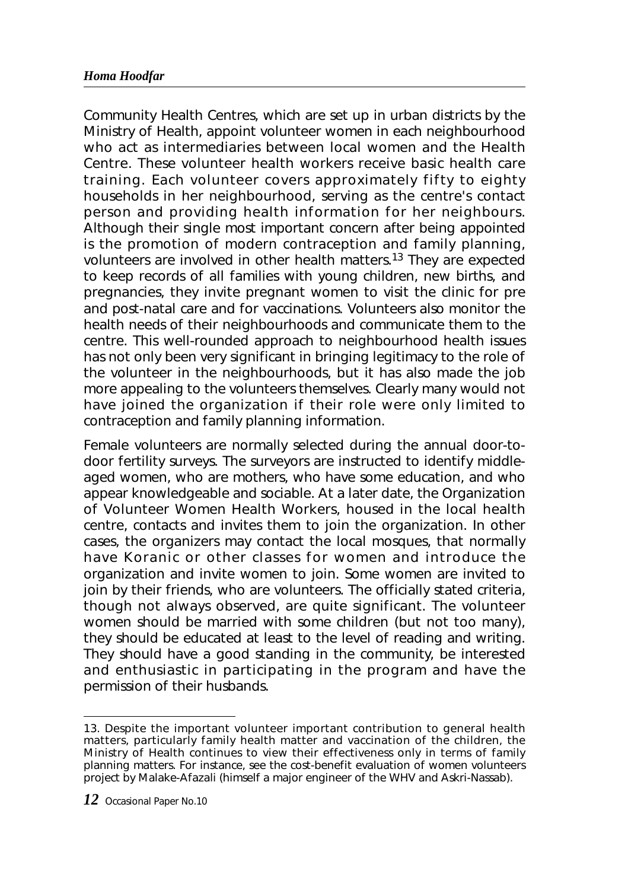Community Health Centres, which are set up in urban districts by the Ministry of Health, appoint volunteer women in each neighbourhood who act as intermediaries between local women and the Health Centre. These volunteer health workers receive basic health care training. Each volunteer covers approximately fifty to eighty households in her neighbourhood, serving as the centre's contact person and providing health information for her neighbours. Although their single most important concern after being appointed is the promotion of modern contraception and family planning, volunteers are involved in other health matters.[13] They are expected to keep records of all families with young children, new births, and pregnancies, they invite pregnant women to visit the clinic for pre and post-natal care and for vaccinations. Volunteers also monitor the health needs of their neighbourhoods and communicate them to the centre. This well-rounded approach to neighbourhood health issues has not only been very significant in bringing legitimacy to the role of the volunteer in the neighbourhoods, but it has also made the job more appealing to the volunteers themselves. Clearly many would not have joined the organization if their role were only limited to contraception and family planning information.

Female volunteers are normally selected during the annual door-to-door fertility surveys. The surveyors are instructed to identify middle-aged women, who are mothers, who have some education, and who appear knowledgeable and sociable. At a later date, the Organization of Volunteer Women Health Workers, housed in the local health centre, contacts and invites them to join the organization. In other cases, the organizers may contact the local mosques, that normally have Koranic or other classes for women and introduce the organization and invite women to join. Some women are invited to join by their friends, who are volunteers. The officially stated criteria, though not always observed, are quite significant. The volunteer women should be married with some children (but not too many), they should be educated at least to the level of reading and writing. They should have a good standing in the community, be interested and enthusiastic in participating in the program and have the permission of their husbands.

---

13. Despite the important volunteer important contribution to general health matters, particularly family health matter and vaccination of the children, the Ministry of Health continues to view their effectiveness only in terms of family planning matters. For instance, see the cost-benefit evaluation of women volunteers project by Malake-Afazali (himself a major engineer of the WHV and Askri-Nassab).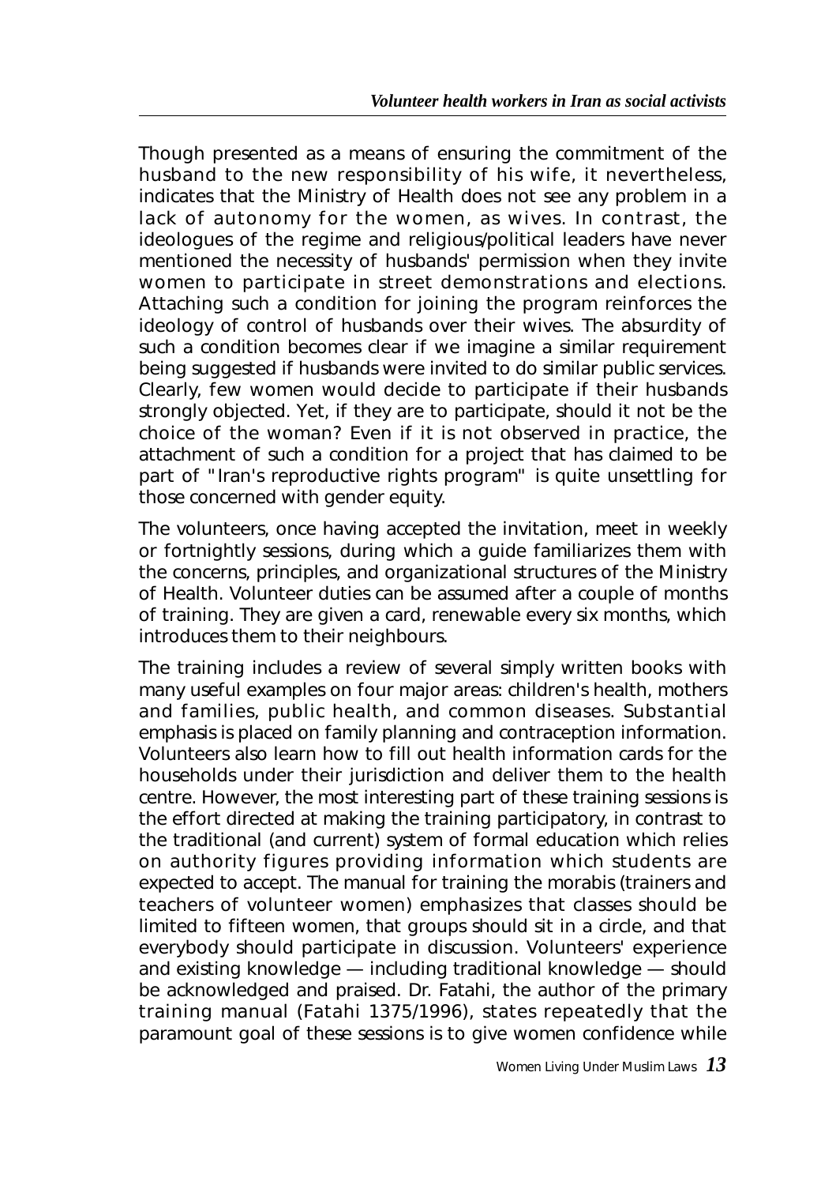Though presented as a means of ensuring the commitment of the husband to the new responsibility of his wife, it nevertheless, indicates that the Ministry of Health does not see any problem in a lack of autonomy for the women, as wives. In contrast, the ideologues of the regime and religious/political leaders have never mentioned the necessity of husbands' permission when they invite women to participate in street demonstrations and elections. Attaching such a condition for joining the program reinforces the ideology of control of husbands over their wives. The absurdity of such a condition becomes clear if we imagine a similar requirement being suggested if husbands were invited to do similar public services. Clearly, few women would decide to participate if their husbands strongly objected. Yet, if they are to participate, should it not be the choice of the woman? Even if it is not observed in practice, the attachment of such a condition for a project that has claimed to be part of "Iran's reproductive rights program" is quite unsettling for those concerned with gender equity.

The volunteers, once having accepted the invitation, meet in weekly or fortnightly sessions, during which a guide familiarizes them with the concerns, principles, and organizational structures of the Ministry of Health. Volunteer duties can be assumed after a couple of months of training. They are given a card, renewable every six months, which introduces them to their neighbours.

The training includes a review of several simply written books with many useful examples on four major areas: children's health, mothers and families, public health, and common diseases. Substantial emphasis is placed on family planning and contraception information. Volunteers also learn how to fill out health information cards for the households under their jurisdiction and deliver them to the health centre. However, the most interesting part of these training sessions is the effort directed at making the training participatory, in contrast to the traditional (and current) system of formal education which relies on authority figures providing information which students are expected to accept. The manual for training the morabis (trainers and teachers of volunteer women) emphasizes that classes should be limited to fifteen women, that groups should sit in a circle, and that everybody should participate in discussion. Volunteers' experience and existing knowledge — including traditional knowledge — should be acknowledged and praised. Dr. Fatahi, the author of the primary training manual (Fatahi 1375/1996), states repeatedly that the paramount goal of these sessions is to give women confidence while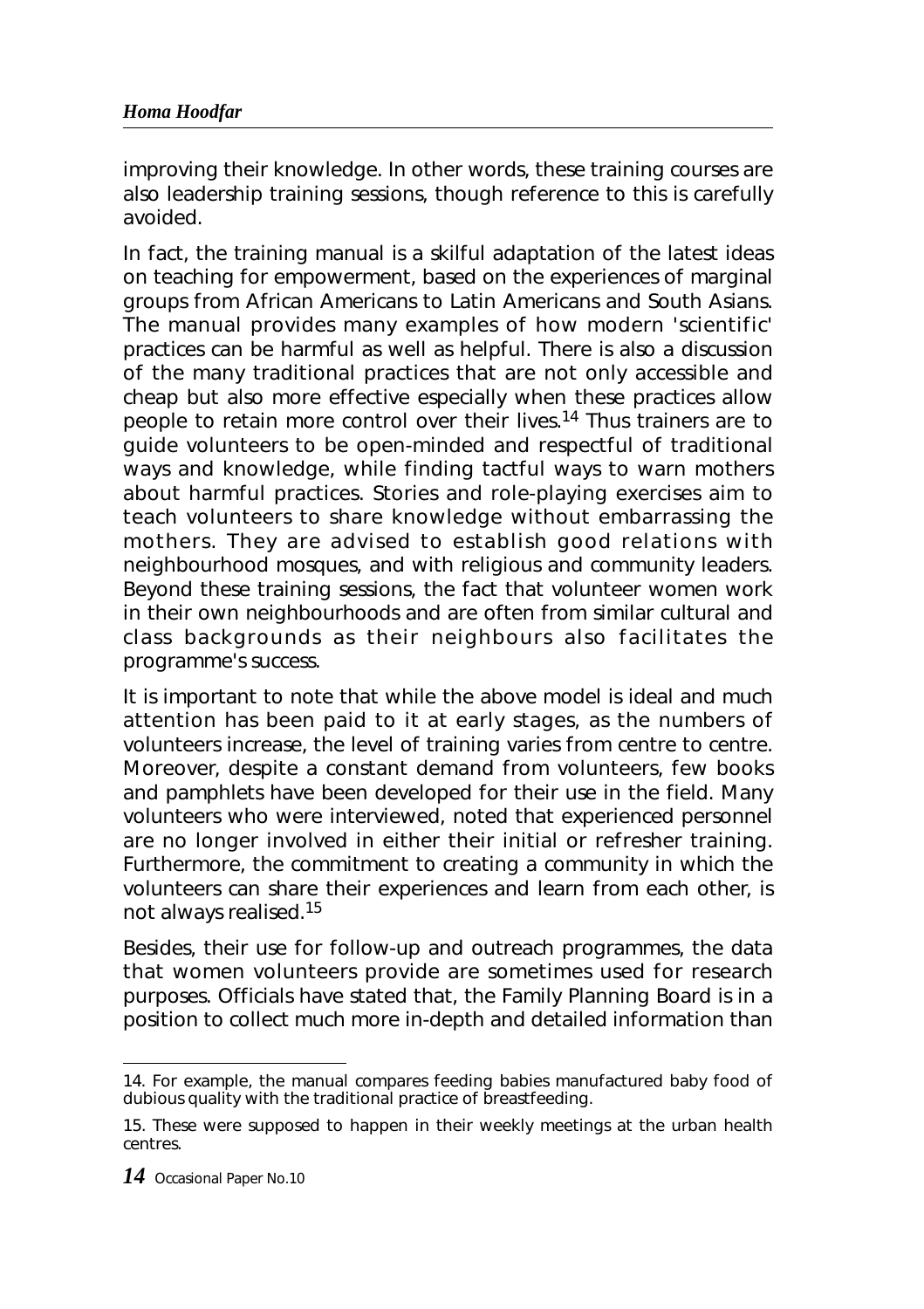improving their knowledge. In other words, these training courses are also leadership training sessions, though reference to this is carefully avoided.

In fact, the training manual is a skilful adaptation of the latest ideas on teaching for empowerment, based on the experiences of marginal groups from African Americans to Latin Americans and South Asians. The manual provides many examples of how modern 'scientific' practices can be harmful as well as helpful. There is also a discussion of the many traditional practices that are not only accessible and cheap but also more effective especially when these practices allow people to retain more control over their lives.[14] Thus trainers are to guide volunteers to be open-minded and respectful of traditional ways and knowledge, while finding tactful ways to warn mothers about harmful practices. Stories and role-playing exercises aim to teach volunteers to share knowledge without embarrassing the mothers. They are advised to establish good relations with neighbourhood mosques, and with religious and community leaders. Beyond these training sessions, the fact that volunteer women work in their own neighbourhoods and are often from similar cultural and class backgrounds as their neighbours also facilitates the programme's success.

It is important to note that while the above model is ideal and much attention has been paid to it at early stages, as the numbers of volunteers increase, the level of training varies from centre to centre. Moreover, despite a constant demand from volunteers, few books and pamphlets have been developed for their use in the field. Many volunteers who were interviewed, noted that experienced personnel are no longer involved in either their initial or refresher training. Furthermore, the commitment to creating a community in which the volunteers can share their experiences and learn from each other, is not always realised.[15]

Besides, their use for follow-up and outreach programmes, the data that women volunteers provide are sometimes used for research purposes. Officials have stated that, the Family Planning Board is in a position to collect much more in-depth and detailed information than

---

14. For example, the manual compares feeding babies manufactured baby food of dubious quality with the traditional practice of breastfeeding.

15. These were supposed to happen in their weekly meetings at the urban health centres.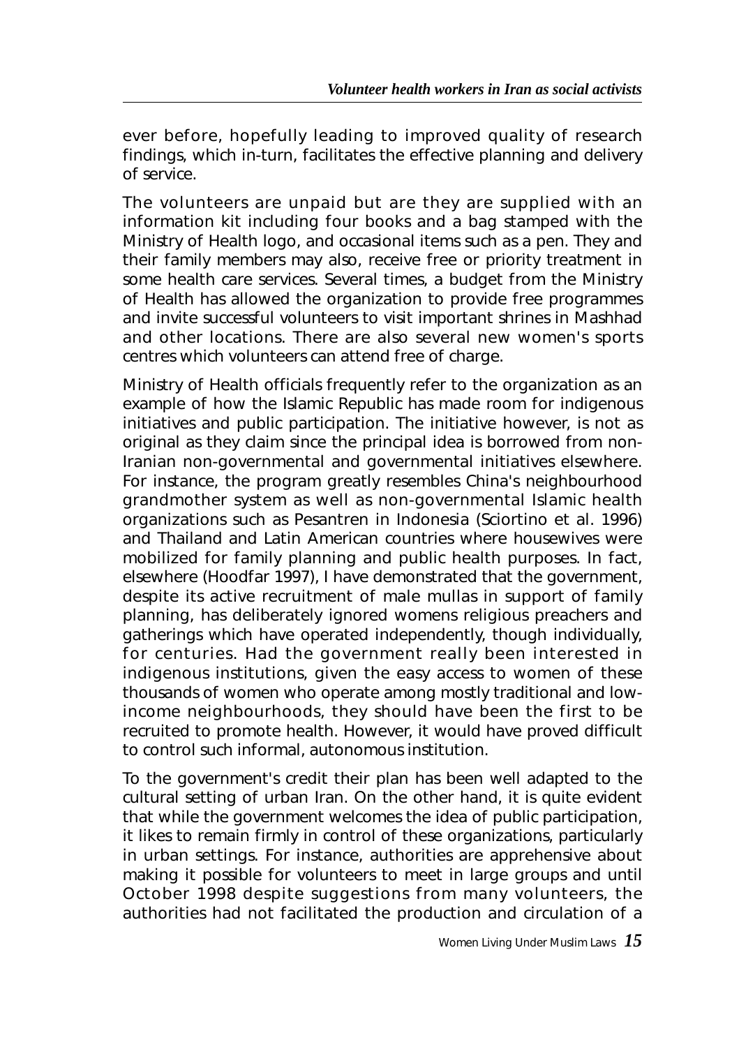ever before, hopefully leading to improved quality of research findings, which in-turn, facilitates the effective planning and delivery of service.

The volunteers are unpaid but are they are supplied with an information kit including four books and a bag stamped with the Ministry of Health logo, and occasional items such as a pen. They and their family members may also, receive free or priority treatment in some health care services. Several times, a budget from the Ministry of Health has allowed the organization to provide free programmes and invite successful volunteers to visit important shrines in Mashhad and other locations. There are also several new women's sports centres which volunteers can attend free of charge.

Ministry of Health officials frequently refer to the organization as an example of how the Islamic Republic has made room for indigenous initiatives and public participation. The initiative however, is not as original as they claim since the principal idea is borrowed from non-Iranian non-governmental and governmental initiatives elsewhere. For instance, the program greatly resembles China's neighbourhood grandmother system as well as non-governmental Islamic health organizations such as Pesantren in Indonesia (Sciortino et al. 1996) and Thailand and Latin American countries where housewives were mobilized for family planning and public health purposes. In fact, elsewhere (Hoodfar 1997), I have demonstrated that the government, despite its active recruitment of male mullas in support of family planning, has deliberately ignored womens religious preachers and gatherings which have operated independently, though individually, for centuries. Had the government really been interested in indigenous institutions, given the easy access to women of these thousands of women who operate among mostly traditional and low-income neighbourhoods, they should have been the first to be recruited to promote health. However, it would have proved difficult to control such informal, autonomous institution.

To the government's credit their plan has been well adapted to the cultural setting of urban Iran. On the other hand, it is quite evident that while the government welcomes the idea of public participation, it likes to remain firmly in control of these organizations, particularly in urban settings. For instance, authorities are apprehensive about making it possible for volunteers to meet in large groups and until October 1998 despite suggestions from many volunteers, the authorities had not facilitated the production and circulation of a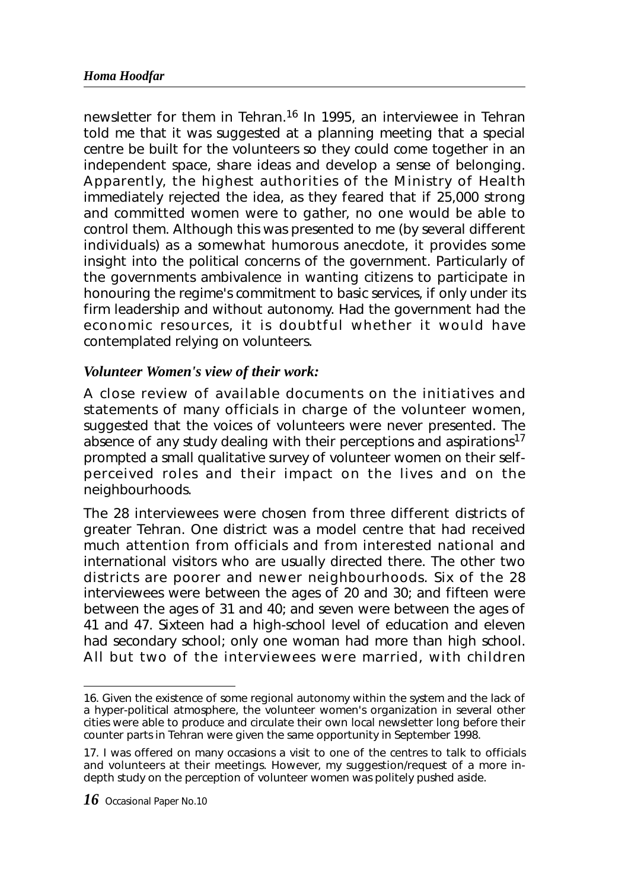newsletter for them in Tehran.[16] In 1995, an interviewee in Tehran told me that it was suggested at a planning meeting that a special centre be built for the volunteers so they could come together in an independent space, share ideas and develop a sense of belonging. Apparently, the highest authorities of the Ministry of Health immediately rejected the idea, as they feared that if 25,000 strong and committed women were to gather, no one would be able to control them. Although this was presented to me (by several different individuals) as a somewhat humorous anecdote, it provides some insight into the political concerns of the government. Particularly of the governments ambivalence in wanting citizens to participate in honouring the regime's commitment to basic services, if only under its firm leadership and without autonomy. Had the government had the economic resources, it is doubtful whether it would have contemplated relying on volunteers.

### *Volunteer Women's view of their work:*

A close review of available documents on the initiatives and statements of many officials in charge of the volunteer women, suggested that the voices of volunteers were never presented. The absence of any study dealing with their perceptions and aspirations[17] prompted a small qualitative survey of volunteer women on their self-perceived roles and their impact on the lives and on the neighbourhoods.

The 28 interviewees were chosen from three different districts of greater Tehran. One district was a model centre that had received much attention from officials and from interested national and international visitors who are usually directed there. The other two districts are poorer and newer neighbourhoods. Six of the 28 interviewees were between the ages of 20 and 30; and fifteen were between the ages of 31 and 40; and seven were between the ages of 41 and 47. Sixteen had a high-school level of education and eleven had secondary school; only one woman had more than high school. All but two of the interviewees were married, with children

---

16. Given the existence of some regional autonomy within the system and the lack of a hyper-political atmosphere, the volunteer women's organization in several other cities were able to produce and circulate their own local newsletter long before their counter parts in Tehran were given the same opportunity in September 1998.

17. I was offered on many occasions a visit to one of the centres to talk to officials and volunteers at their meetings. However, my suggestion/request of a more in-depth study on the perception of volunteer women was politely pushed aside.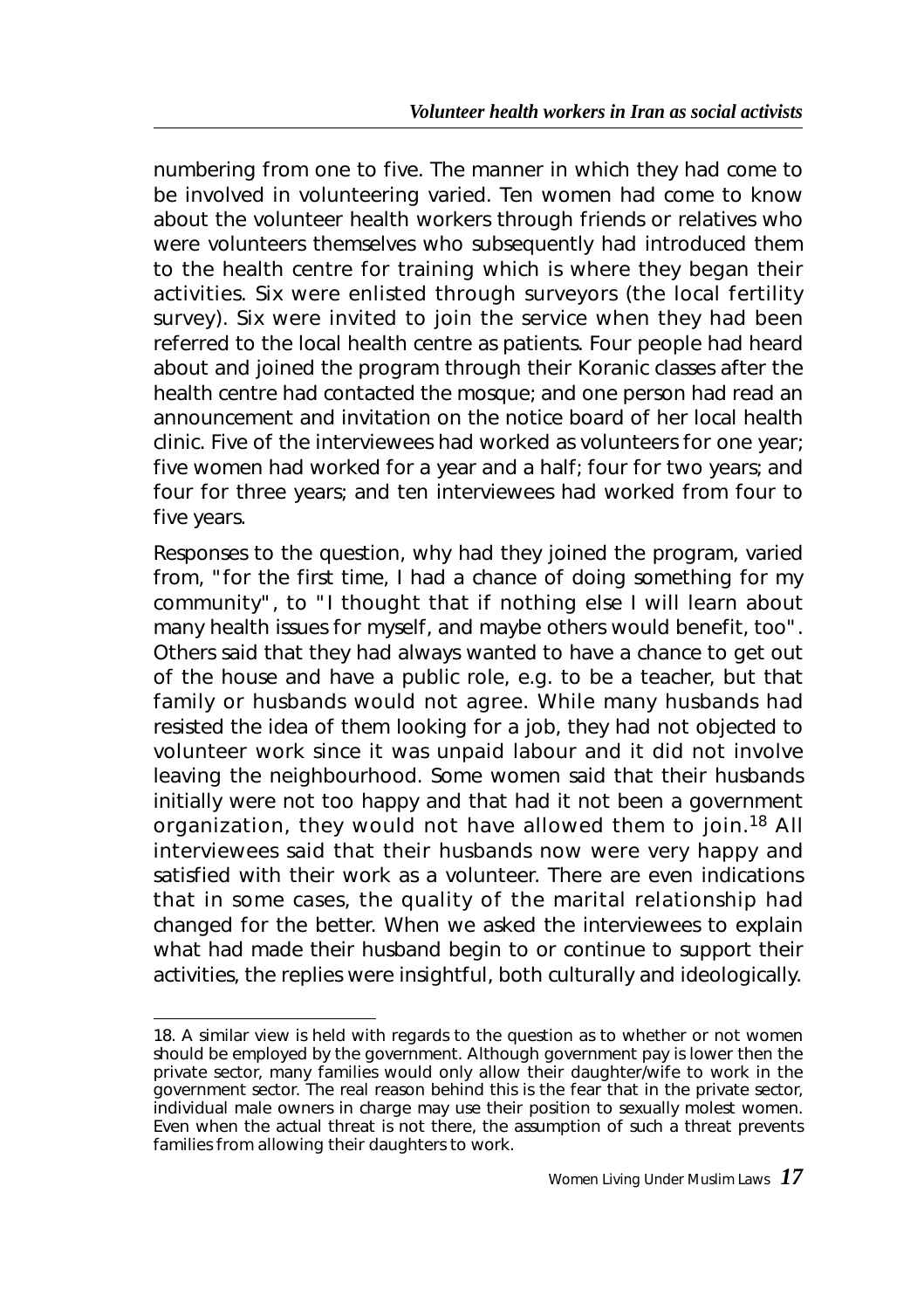numbering from one to five. The manner in which they had come to be involved in volunteering varied. Ten women had come to know about the volunteer health workers through friends or relatives who were volunteers themselves who subsequently had introduced them to the health centre for training which is where they began their activities. Six were enlisted through surveyors (the local fertility survey). Six were invited to join the service when they had been referred to the local health centre as patients. Four people had heard about and joined the program through their Koranic classes after the health centre had contacted the mosque; and one person had read an announcement and invitation on the notice board of her local health clinic. Five of the interviewees had worked as volunteers for one year; five women had worked for a year and a half; four for two years; and four for three years; and ten interviewees had worked from four to five years.

Responses to the question, why had they joined the program, varied from, "for the first time, I had a chance of doing something for my community", to "I thought that if nothing else I will learn about many health issues for myself, and maybe others would benefit, too". Others said that they had always wanted to have a chance to get out of the house and have a public role, e.g. to be a teacher, but that family or husbands would not agree. While many husbands had resisted the idea of them looking for a job, they had not objected to volunteer work since it was unpaid labour and it did not involve leaving the neighbourhood. Some women said that their husbands initially were not too happy and that had it not been a government organization, they would not have allowed them to join.[18] All interviewees said that their husbands now were very happy and satisfied with their work as a volunteer. There are even indications that in some cases, the quality of the marital relationship had changed for the better. When we asked the interviewees to explain what had made their husband begin to or continue to support their activities, the replies were insightful, both culturally and ideologically.

---

18. A similar view is held with regards to the question as to whether or not women should be employed by the government. Although government pay is lower then the private sector, many families would only allow their daughter/wife to work in the government sector. The real reason behind this is the fear that in the private sector, individual male owners in charge may use their position to sexually molest women. Even when the actual threat is not there, the assumption of such a threat prevents families from allowing their daughters to work.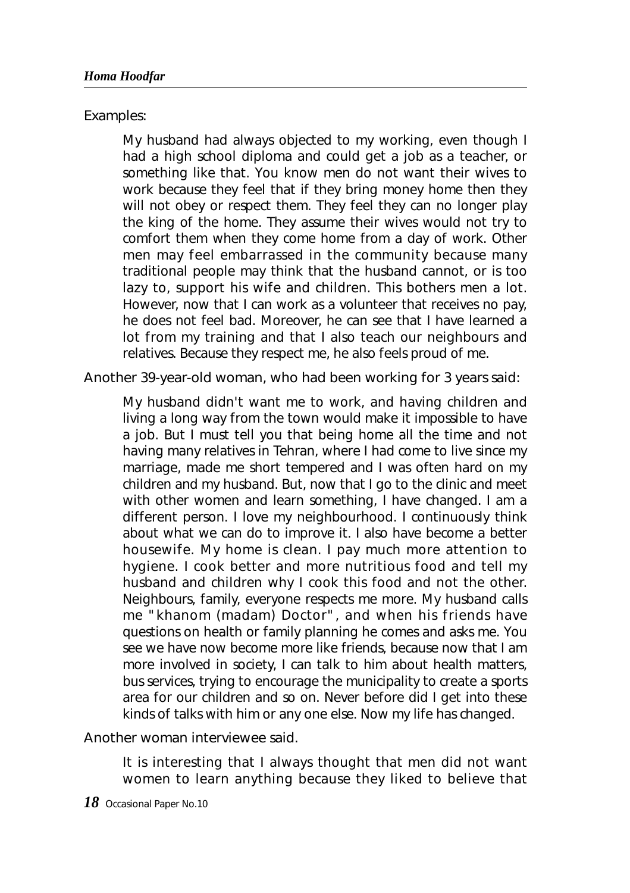Examples:

> My husband had always objected to my working, even though I had a high school diploma and could get a job as a teacher, or something like that. You know men do not want their wives to work because they feel that if they bring money home then they will not obey or respect them. They feel they can no longer play the king of the home. They assume their wives would not try to comfort them when they come home from a day of work. Other men may feel embarrassed in the community because many traditional people may think that the husband cannot, or is too lazy to, support his wife and children. This bothers men a lot. However, now that I can work as a volunteer that receives no pay, he does not feel bad. Moreover, he can see that I have learned a lot from my training and that I also teach our neighbours and relatives. Because they respect me, he also feels proud of me.

Another 39-year-old woman, who had been working for 3 years said:

> My husband didn't want me to work, and having children and living a long way from the town would make it impossible to have a job. But I must tell you that being home all the time and not having many relatives in Tehran, where I had come to live since my marriage, made me short tempered and I was often hard on my children and my husband. But, now that I go to the clinic and meet with other women and learn something, I have changed. I am a different person. I love my neighbourhood. I continuously think about what we can do to improve it. I also have become a better housewife. My home is clean. I pay much more attention to hygiene. I cook better and more nutritious food and tell my husband and children why I cook this food and not the other. Neighbours, family, everyone respects me more. My husband calls me "khanom (madam) Doctor", and when his friends have questions on health or family planning he comes and asks me. You see we have now become more like friends, because now that I am more involved in society, I can talk to him about health matters, bus services, trying to encourage the municipality to create a sports area for our children and so on. Never before did I get into these kinds of talks with him or any one else. Now my life has changed.

Another woman interviewee said.

> It is interesting that I always thought that men did not want women to learn anything because they liked to believe that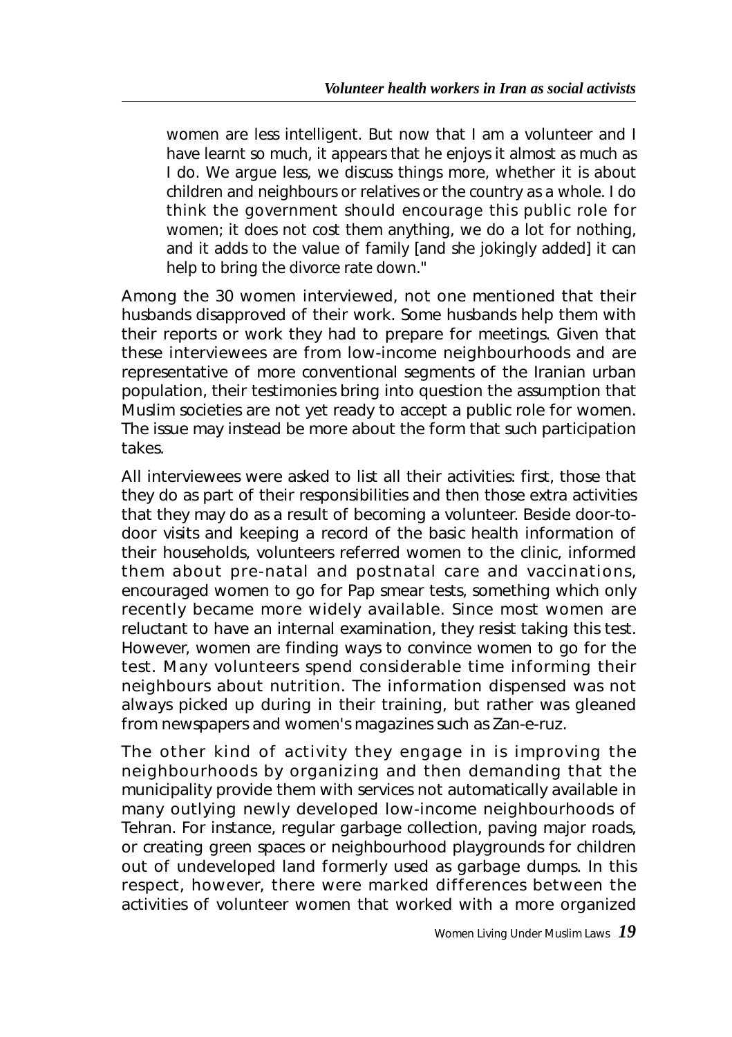> women are less intelligent. But now that I am a volunteer and I have learnt so much, it appears that he enjoys it almost as much as I do. We argue less, we discuss things more, whether it is about children and neighbours or relatives or the country as a whole. I do think the government should encourage this public role for women; it does not cost them anything, we do a lot for nothing, and it adds to the value of family [and she jokingly added] it can help to bring the divorce rate down."

Among the 30 women interviewed, not one mentioned that their husbands disapproved of their work. Some husbands help them with their reports or work they had to prepare for meetings. Given that these interviewees are from low-income neighbourhoods and are representative of more conventional segments of the Iranian urban population, their testimonies bring into question the assumption that Muslim societies are not yet ready to accept a public role for women. The issue may instead be more about the form that such participation takes.

All interviewees were asked to list all their activities: first, those that they do as part of their responsibilities and then those extra activities that they may do as a result of becoming a volunteer. Beside door-to-door visits and keeping a record of the basic health information of their households, volunteers referred women to the clinic, informed them about pre-natal and postnatal care and vaccinations, encouraged women to go for Pap smear tests, something which only recently became more widely available. Since most women are reluctant to have an internal examination, they resist taking this test. However, women are finding ways to convince women to go for the test. Many volunteers spend considerable time informing their neighbours about nutrition. The information dispensed was not always picked up during in their training, but rather was gleaned from newspapers and women's magazines such as Zan-e-ruz.

The other kind of activity they engage in is improving the neighbourhoods by organizing and then demanding that the municipality provide them with services not automatically available in many outlying newly developed low-income neighbourhoods of Tehran. For instance, regular garbage collection, paving major roads, or creating green spaces or neighbourhood playgrounds for children out of undeveloped land formerly used as garbage dumps. In this respect, however, there were marked differences between the activities of volunteer women that worked with a more organized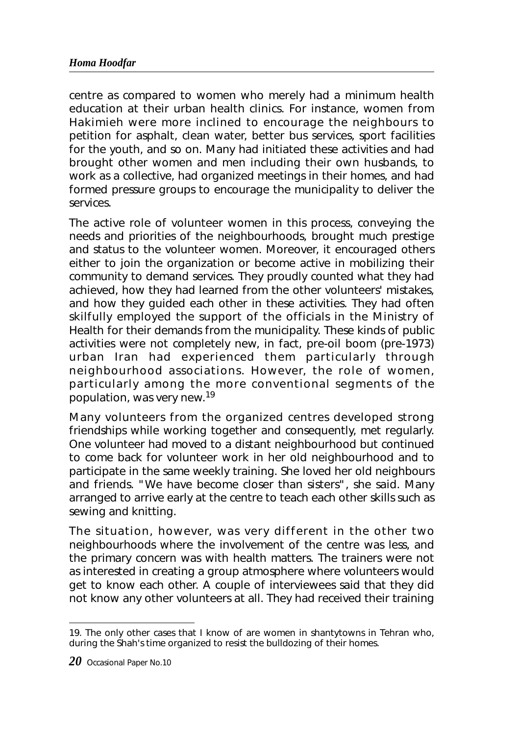centre as compared to women who merely had a minimum health education at their urban health clinics. For instance, women from Hakimieh were more inclined to encourage the neighbours to petition for asphalt, clean water, better bus services, sport facilities for the youth, and so on. Many had initiated these activities and had brought other women and men including their own husbands, to work as a collective, had organized meetings in their homes, and had formed pressure groups to encourage the municipality to deliver the services.

The active role of volunteer women in this process, conveying the needs and priorities of the neighbourhoods, brought much prestige and status to the volunteer women. Moreover, it encouraged others either to join the organization or become active in mobilizing their community to demand services. They proudly counted what they had achieved, how they had learned from the other volunteers' mistakes, and how they guided each other in these activities. They had often skilfully employed the support of the officials in the Ministry of Health for their demands from the municipality. These kinds of public activities were not completely new, in fact, pre-oil boom (pre-1973) urban Iran had experienced them particularly through neighbourhood associations. However, the role of women, particularly among the more conventional segments of the population, was very new.[19]

Many volunteers from the organized centres developed strong friendships while working together and consequently, met regularly. One volunteer had moved to a distant neighbourhood but continued to come back for volunteer work in her old neighbourhood and to participate in the same weekly training. She loved her old neighbours and friends. "We have become closer than sisters", she said. Many arranged to arrive early at the centre to teach each other skills such as sewing and knitting.

The situation, however, was very different in the other two neighbourhoods where the involvement of the centre was less, and the primary concern was with health matters. The trainers were not as interested in creating a group atmosphere where volunteers would get to know each other. A couple of interviewees said that they did not know any other volunteers at all. They had received their training

---

19. The only other cases that I know of are women in shantytowns in Tehran who, during the Shah's time organized to resist the bulldozing of their homes.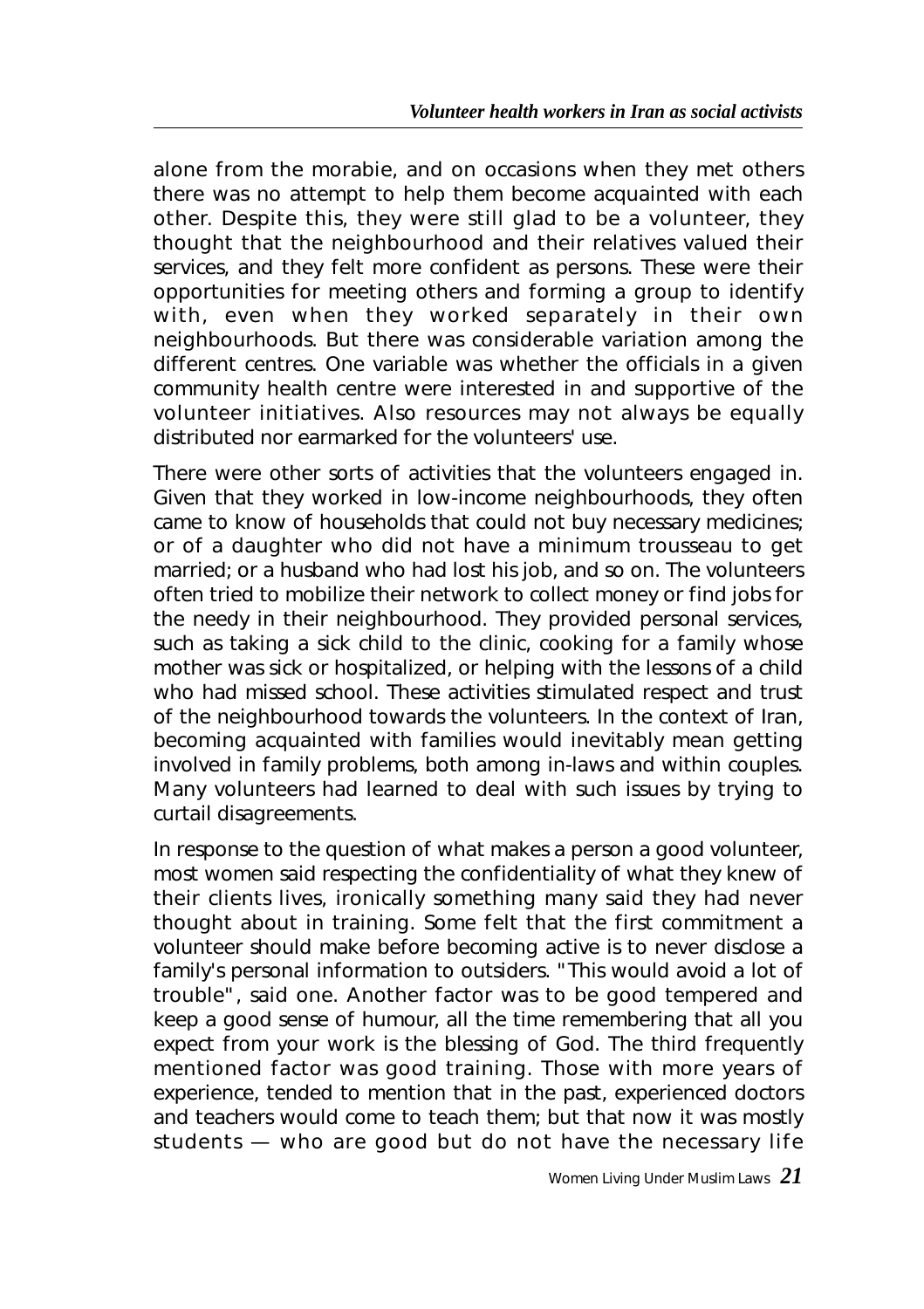alone from the morabie, and on occasions when they met others there was no attempt to help them become acquainted with each other. Despite this, they were still glad to be a volunteer, they thought that the neighbourhood and their relatives valued their services, and they felt more confident as persons. These were their opportunities for meeting others and forming a group to identify with, even when they worked separately in their own neighbourhoods. But there was considerable variation among the different centres. One variable was whether the officials in a given community health centre were interested in and supportive of the volunteer initiatives. Also resources may not always be equally distributed nor earmarked for the volunteers' use.

There were other sorts of activities that the volunteers engaged in. Given that they worked in low-income neighbourhoods, they often came to know of households that could not buy necessary medicines; or of a daughter who did not have a minimum trousseau to get married; or a husband who had lost his job, and so on. The volunteers often tried to mobilize their network to collect money or find jobs for the needy in their neighbourhood. They provided personal services, such as taking a sick child to the clinic, cooking for a family whose mother was sick or hospitalized, or helping with the lessons of a child who had missed school. These activities stimulated respect and trust of the neighbourhood towards the volunteers. In the context of Iran, becoming acquainted with families would inevitably mean getting involved in family problems, both among in-laws and within couples. Many volunteers had learned to deal with such issues by trying to curtail disagreements.

In response to the question of what makes a person a good volunteer, most women said respecting the confidentiality of what they knew of their clients lives, ironically something many said they had never thought about in training. Some felt that the first commitment a volunteer should make before becoming active is to never disclose a family's personal information to outsiders. "This would avoid a lot of trouble", said one. Another factor was to be good tempered and keep a good sense of humour, all the time remembering that all you expect from your work is the blessing of God. The third frequently mentioned factor was good training. Those with more years of experience, tended to mention that in the past, experienced doctors and teachers would come to teach them; but that now it was mostly students — who are good but do not have the necessary life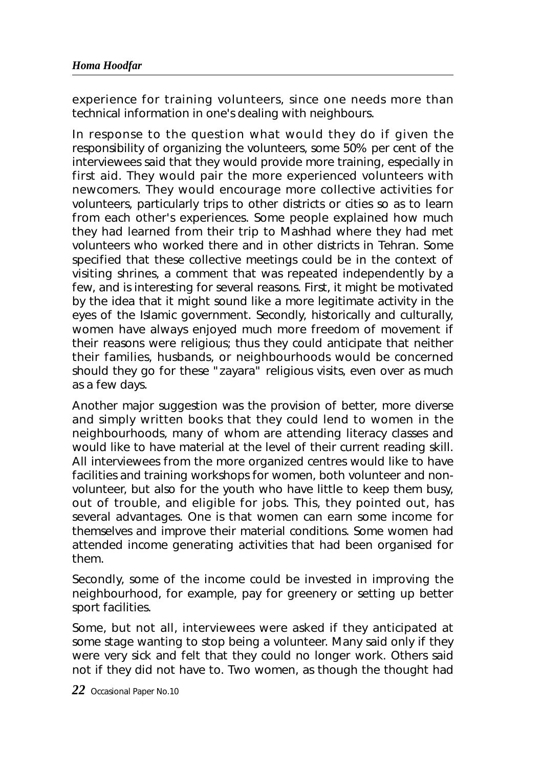experience for training volunteers, since one needs more than technical information in one's dealing with neighbours.

In response to the question what would they do if given the responsibility of organizing the volunteers, some 50% per cent of the interviewees said that they would provide more training, especially in first aid. They would pair the more experienced volunteers with newcomers. They would encourage more collective activities for volunteers, particularly trips to other districts or cities so as to learn from each other's experiences. Some people explained how much they had learned from their trip to Mashhad where they had met volunteers who worked there and in other districts in Tehran. Some specified that these collective meetings could be in the context of visiting shrines, a comment that was repeated independently by a few, and is interesting for several reasons. First, it might be motivated by the idea that it might sound like a more legitimate activity in the eyes of the Islamic government. Secondly, historically and culturally, women have always enjoyed much more freedom of movement if their reasons were religious; thus they could anticipate that neither their families, husbands, or neighbourhoods would be concerned should they go for these "zayara" religious visits, even over as much as a few days.

Another major suggestion was the provision of better, more diverse and simply written books that they could lend to women in the neighbourhoods, many of whom are attending literacy classes and would like to have material at the level of their current reading skill. All interviewees from the more organized centres would like to have facilities and training workshops for women, both volunteer and non-volunteer, but also for the youth who have little to keep them busy, out of trouble, and eligible for jobs. This, they pointed out, has several advantages. One is that women can earn some income for themselves and improve their material conditions. Some women had attended income generating activities that had been organised for them.

Secondly, some of the income could be invested in improving the neighbourhood, for example, pay for greenery or setting up better sport facilities.

Some, but not all, interviewees were asked if they anticipated at some stage wanting to stop being a volunteer. Many said only if they were very sick and felt that they could no longer work. Others said not if they did not have to. Two women, as though the thought had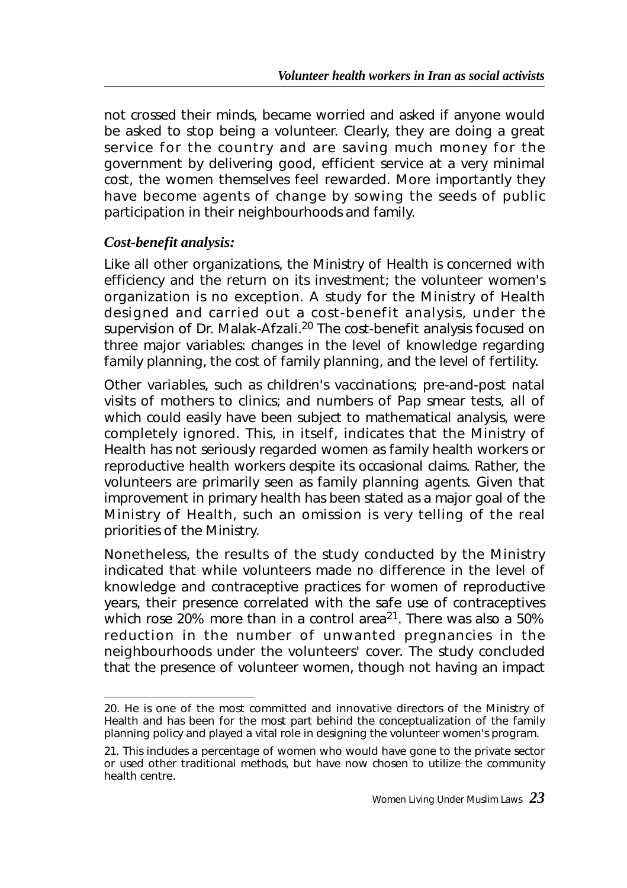not crossed their minds, became worried and asked if anyone would be asked to stop being a volunteer. Clearly, they are doing a great service for the country and are saving much money for the government by delivering good, efficient service at a very minimal cost, the women themselves feel rewarded. More importantly they have become agents of change by sowing the seeds of public participation in their neighbourhoods and family.

***Cost-benefit analysis:***

Like all other organizations, the Ministry of Health is concerned with efficiency and the return on its investment; the volunteer women's organization is no exception. A study for the Ministry of Health designed and carried out a cost-benefit analysis, under the supervision of Dr. Malak-Afzali.[20] The cost-benefit analysis focused on three major variables: changes in the level of knowledge regarding family planning, the cost of family planning, and the level of fertility.

Other variables, such as children's vaccinations; pre-and-post natal visits of mothers to clinics; and numbers of Pap smear tests, all of which could easily have been subject to mathematical analysis, were completely ignored. This, in itself, indicates that the Ministry of Health has not seriously regarded women as family health workers or reproductive health workers despite its occasional claims. Rather, the volunteers are primarily seen as family planning agents. Given that improvement in primary health has been stated as a major goal of the Ministry of Health, such an omission is very telling of the real priorities of the Ministry.

Nonetheless, the results of the study conducted by the Ministry indicated that while volunteers made no difference in the level of knowledge and contraceptive practices for women of reproductive years, their presence correlated with the safe use of contraceptives which rose 20% more than in a control area[21]. There was also a 50% reduction in the number of unwanted pregnancies in the neighbourhoods under the volunteers' cover. The study concluded that the presence of volunteer women, though not having an impact

---

20. He is one of the most committed and innovative directors of the Ministry of Health and has been for the most part behind the conceptualization of the family planning policy and played a vital role in designing the volunteer women's program.

21. This includes a percentage of women who would have gone to the private sector or used other traditional methods, but have now chosen to utilize the community health centre.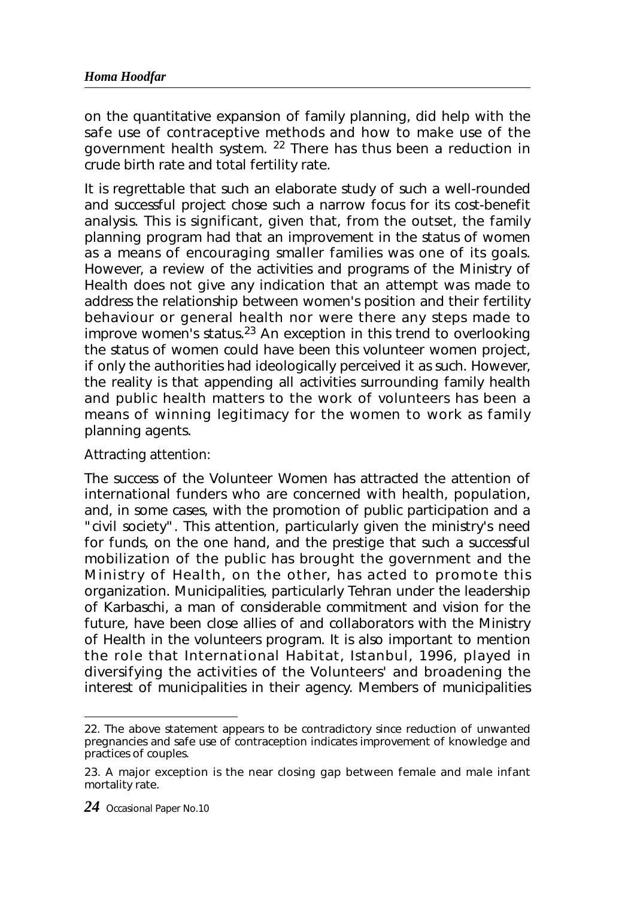on the quantitative expansion of family planning, did help with the safe use of contraceptive methods and how to make use of the government health system. [22] There has thus been a reduction in crude birth rate and total fertility rate.

It is regrettable that such an elaborate study of such a well-rounded and successful project chose such a narrow focus for its cost-benefit analysis. This is significant, given that, from the outset, the family planning program had that an improvement in the status of women as a means of encouraging smaller families was one of its goals. However, a review of the activities and programs of the Ministry of Health does not give any indication that an attempt was made to address the relationship between women's position and their fertility behaviour or general health nor were there any steps made to improve women's status.[23] An exception in this trend to overlooking the status of women could have been this volunteer women project, if only the authorities had ideologically perceived it as such. However, the reality is that appending all activities surrounding family health and public health matters to the work of volunteers has been a means of winning legitimacy for the women to work as family planning agents.

Attracting attention:

The success of the Volunteer Women has attracted the attention of international funders who are concerned with health, population, and, in some cases, with the promotion of public participation and a "civil society". This attention, particularly given the ministry's need for funds, on the one hand, and the prestige that such a successful mobilization of the public has brought the government and the Ministry of Health, on the other, has acted to promote this organization. Municipalities, particularly Tehran under the leadership of Karbaschi, a man of considerable commitment and vision for the future, have been close allies of and collaborators with the Ministry of Health in the volunteers program. It is also important to mention the role that International Habitat, Istanbul, 1996, played in diversifying the activities of the Volunteers' and broadening the interest of municipalities in their agency. Members of municipalities

---

22. The above statement appears to be contradictory since reduction of unwanted pregnancies and safe use of contraception indicates improvement of knowledge and practices of couples.

23. A major exception is the near closing gap between female and male infant mortality rate.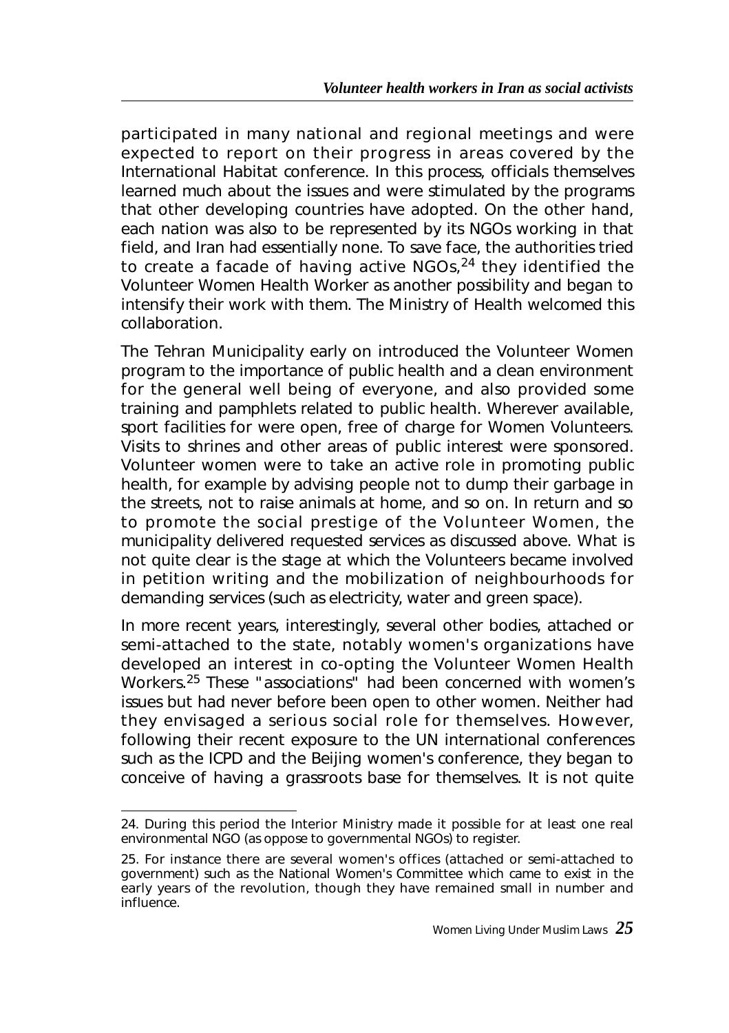participated in many national and regional meetings and were expected to report on their progress in areas covered by the International Habitat conference. In this process, officials themselves learned much about the issues and were stimulated by the programs that other developing countries have adopted. On the other hand, each nation was also to be represented by its NGOs working in that field, and Iran had essentially none. To save face, the authorities tried to create a facade of having active NGOs,[24] they identified the Volunteer Women Health Worker as another possibility and began to intensify their work with them. The Ministry of Health welcomed this collaboration.

The Tehran Municipality early on introduced the Volunteer Women program to the importance of public health and a clean environment for the general well being of everyone, and also provided some training and pamphlets related to public health. Wherever available, sport facilities for were open, free of charge for Women Volunteers. Visits to shrines and other areas of public interest were sponsored. Volunteer women were to take an active role in promoting public health, for example by advising people not to dump their garbage in the streets, not to raise animals at home, and so on. In return and so to promote the social prestige of the Volunteer Women, the municipality delivered requested services as discussed above. What is not quite clear is the stage at which the Volunteers became involved in petition writing and the mobilization of neighbourhoods for demanding services (such as electricity, water and green space).

In more recent years, interestingly, several other bodies, attached or semi-attached to the state, notably women's organizations have developed an interest in co-opting the Volunteer Women Health Workers.[25] These "associations" had been concerned with women's issues but had never before been open to other women. Neither had they envisaged a serious social role for themselves. However, following their recent exposure to the UN international conferences such as the ICPD and the Beijing women's conference, they began to conceive of having a grassroots base for themselves. It is not quite

---

24. During this period the Interior Ministry made it possible for at least one real environmental NGO (as oppose to governmental NGOs) to register.

25. For instance there are several women's offices (attached or semi-attached to government) such as the National Women's Committee which came to exist in the early years of the revolution, though they have remained small in number and influence.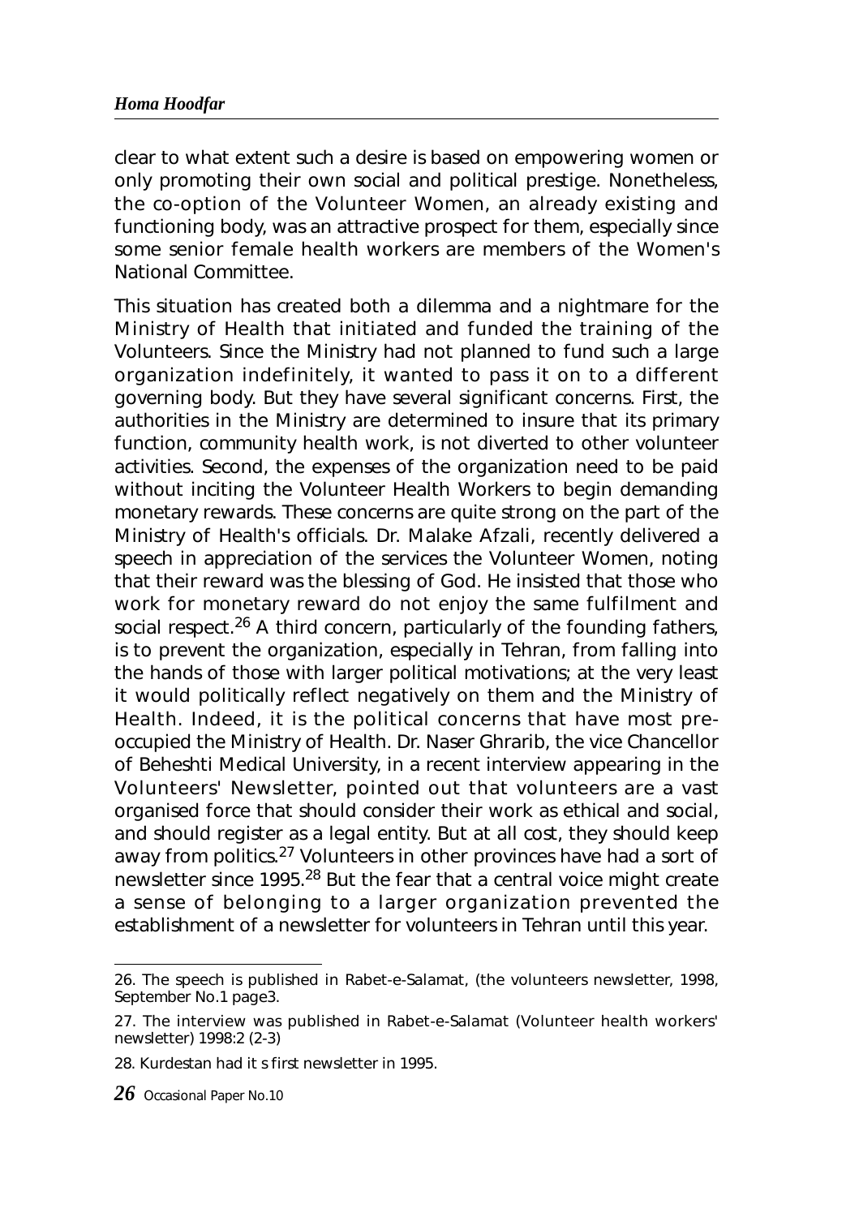clear to what extent such a desire is based on empowering women or only promoting their own social and political prestige. Nonetheless, the co-option of the Volunteer Women, an already existing and functioning body, was an attractive prospect for them, especially since some senior female health workers are members of the Women's National Committee.

This situation has created both a dilemma and a nightmare for the Ministry of Health that initiated and funded the training of the Volunteers. Since the Ministry had not planned to fund such a large organization indefinitely, it wanted to pass it on to a different governing body. But they have several significant concerns. First, the authorities in the Ministry are determined to insure that its primary function, community health work, is not diverted to other volunteer activities. Second, the expenses of the organization need to be paid without inciting the Volunteer Health Workers to begin demanding monetary rewards. These concerns are quite strong on the part of the Ministry of Health's officials. Dr. Malake Afzali, recently delivered a speech in appreciation of the services the Volunteer Women, noting that their reward was the blessing of God. He insisted that those who work for monetary reward do not enjoy the same fulfilment and social respect.[26] A third concern, particularly of the founding fathers, is to prevent the organization, especially in Tehran, from falling into the hands of those with larger political motivations; at the very least it would politically reflect negatively on them and the Ministry of Health. Indeed, it is the political concerns that have most pre-occupied the Ministry of Health. Dr. Naser Ghrarib, the vice Chancellor of Beheshti Medical University, in a recent interview appearing in the Volunteers' Newsletter, pointed out that volunteers are a vast organised force that should consider their work as ethical and social, and should register as a legal entity. But at all cost, they should keep away from politics.[27] Volunteers in other provinces have had a sort of newsletter since 1995.[28] But the fear that a central voice might create a sense of belonging to a larger organization prevented the establishment of a newsletter for volunteers in Tehran until this year.

26. The speech is published in Rabet-e-Salamat, (the volunteers newsletter, 1998, September No.1 page3.

27. The interview was published in Rabet-e-Salamat (Volunteer health workers' newsletter) 1998:2 (2-3)

28. Kurdestan had it s first newsletter in 1995.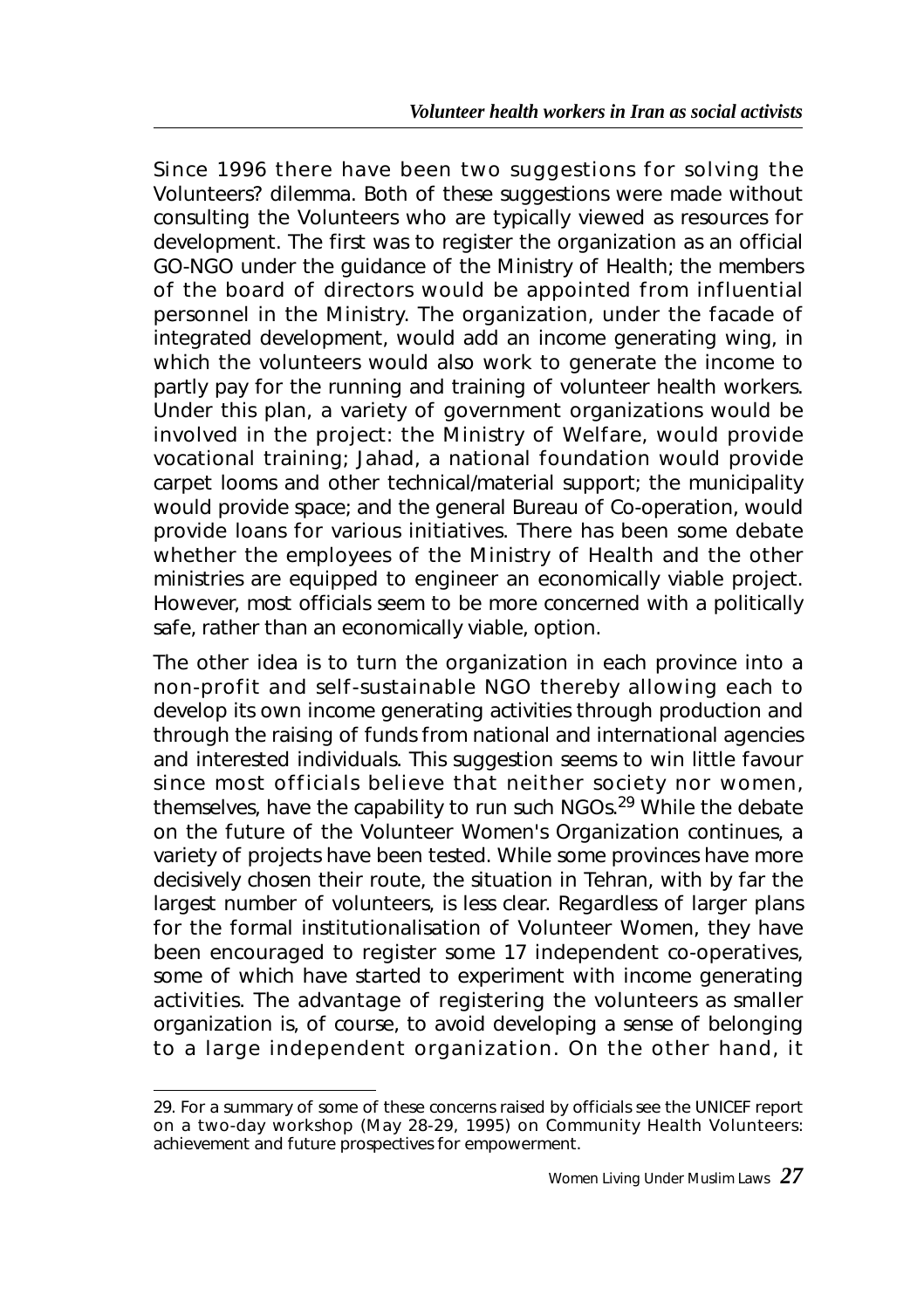Since 1996 there have been two suggestions for solving the Volunteers? dilemma. Both of these suggestions were made without consulting the Volunteers who are typically viewed as resources for development. The first was to register the organization as an official GO-NGO under the guidance of the Ministry of Health; the members of the board of directors would be appointed from influential personnel in the Ministry. The organization, under the facade of integrated development, would add an income generating wing, in which the volunteers would also work to generate the income to partly pay for the running and training of volunteer health workers. Under this plan, a variety of government organizations would be involved in the project: the Ministry of Welfare, would provide vocational training; Jahad, a national foundation would provide carpet looms and other technical/material support; the municipality would provide space; and the general Bureau of Co-operation, would provide loans for various initiatives. There has been some debate whether the employees of the Ministry of Health and the other ministries are equipped to engineer an economically viable project. However, most officials seem to be more concerned with a politically safe, rather than an economically viable, option.

The other idea is to turn the organization in each province into a non-profit and self-sustainable NGO thereby allowing each to develop its own income generating activities through production and through the raising of funds from national and international agencies and interested individuals. This suggestion seems to win little favour since most officials believe that neither society nor women, themselves, have the capability to run such NGOs.[29] While the debate on the future of the Volunteer Women's Organization continues, a variety of projects have been tested. While some provinces have more decisively chosen their route, the situation in Tehran, with by far the largest number of volunteers, is less clear. Regardless of larger plans for the formal institutionalisation of Volunteer Women, they have been encouraged to register some 17 independent co-operatives, some of which have started to experiment with income generating activities. The advantage of registering the volunteers as smaller organization is, of course, to avoid developing a sense of belonging to a large independent organization. On the other hand, it

29. For a summary of some of these concerns raised by officials see the UNICEF report on a two-day workshop (May 28-29, 1995) on Community Health Volunteers: achievement and future prospectives for empowerment.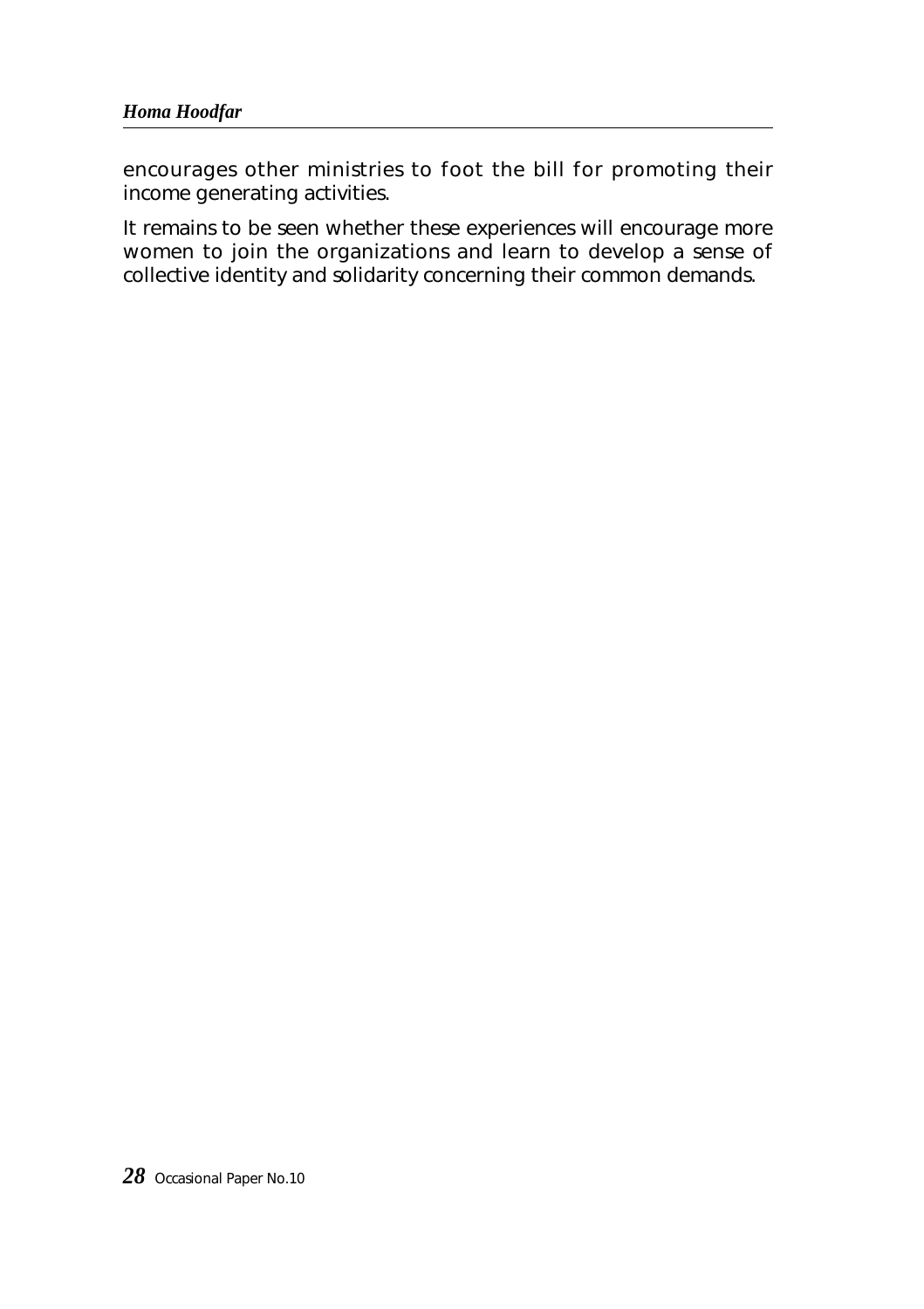encourages other ministries to foot the bill for promoting their income generating activities.

It remains to be seen whether these experiences will encourage more women to join the organizations and learn to develop a sense of collective identity and solidarity concerning their common demands.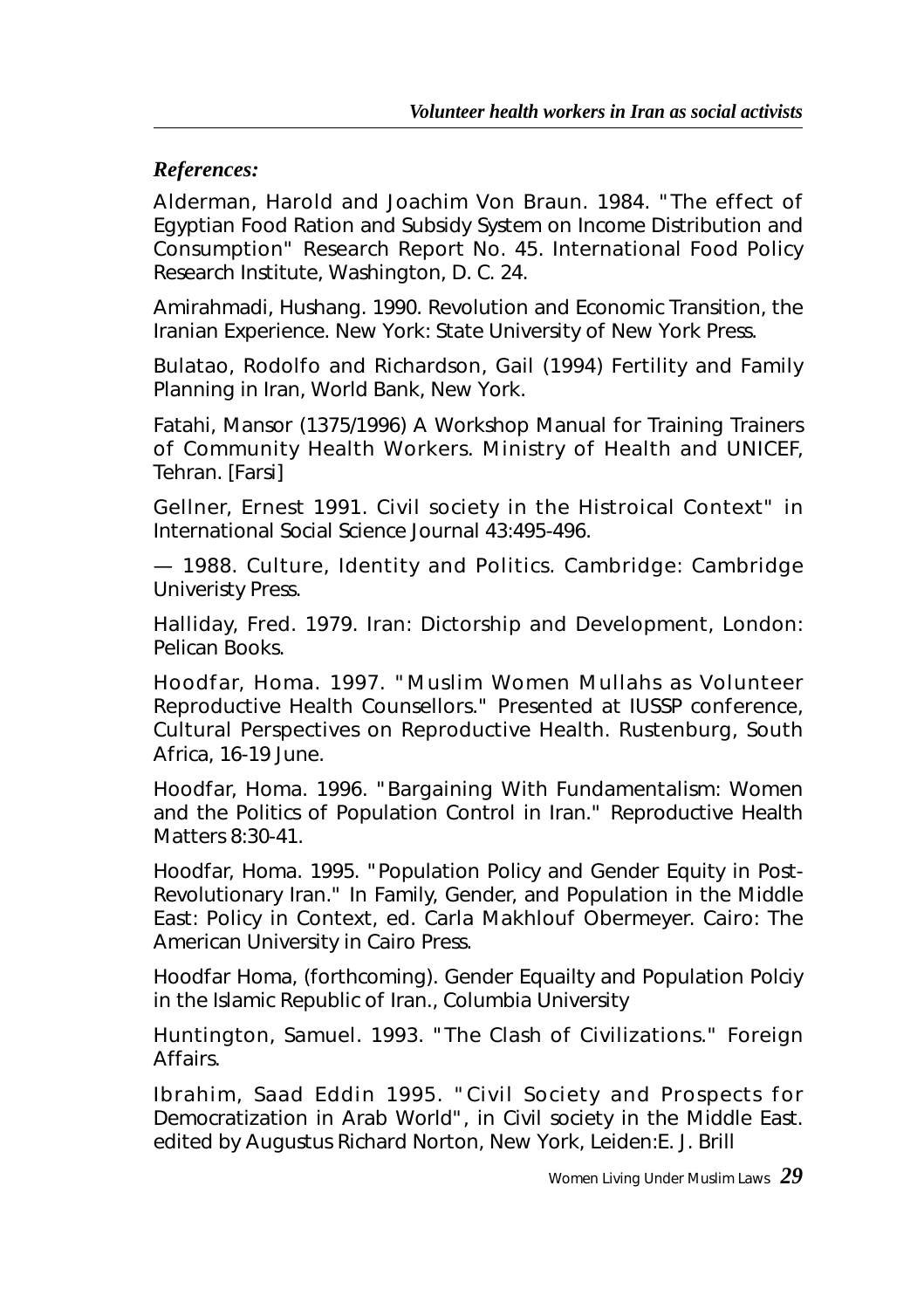### *References:*

Alderman, Harold and Joachim Von Braun. 1984. "The effect of Egyptian Food Ration and Subsidy System on Income Distribution and Consumption" Research Report No. 45. International Food Policy Research Institute, Washington, D. C. 24.

Amirahmadi, Hushang. 1990. Revolution and Economic Transition, the Iranian Experience. New York: State University of New York Press.

Bulatao, Rodolfo and Richardson, Gail (1994) Fertility and Family Planning in Iran, World Bank, New York.

Fatahi, Mansor (1375/1996) A Workshop Manual for Training Trainers of Community Health Workers. Ministry of Health and UNICEF, Tehran. [Farsi]

Gellner, Ernest 1991. Civil society in the Histroical Context" in International Social Science Journal 43:495-496.

— 1988. Culture, Identity and Politics. Cambridge: Cambridge Univeristy Press.

Halliday, Fred. 1979. Iran: Dictorship and Development, London: Pelican Books.

Hoodfar, Homa. 1997. "Muslim Women Mullahs as Volunteer Reproductive Health Counsellors." Presented at IUSSP conference, Cultural Perspectives on Reproductive Health. Rustenburg, South Africa, 16-19 June.

Hoodfar, Homa. 1996. "Bargaining With Fundamentalism: Women and the Politics of Population Control in Iran." Reproductive Health Matters 8:30-41.

Hoodfar, Homa. 1995. "Population Policy and Gender Equity in Post-Revolutionary Iran." In Family, Gender, and Population in the Middle East: Policy in Context, ed. Carla Makhlouf Obermeyer. Cairo: The American University in Cairo Press.

Hoodfar Homa, (forthcoming). Gender Equailty and Population Polciy in the Islamic Republic of Iran., Columbia University

Huntington, Samuel. 1993. "The Clash of Civilizations." Foreign Affairs.

Ibrahim, Saad Eddin 1995. "Civil Society and Prospects for Democratization in Arab World", in Civil society in the Middle East. edited by Augustus Richard Norton, New York, Leiden:E. J. Brill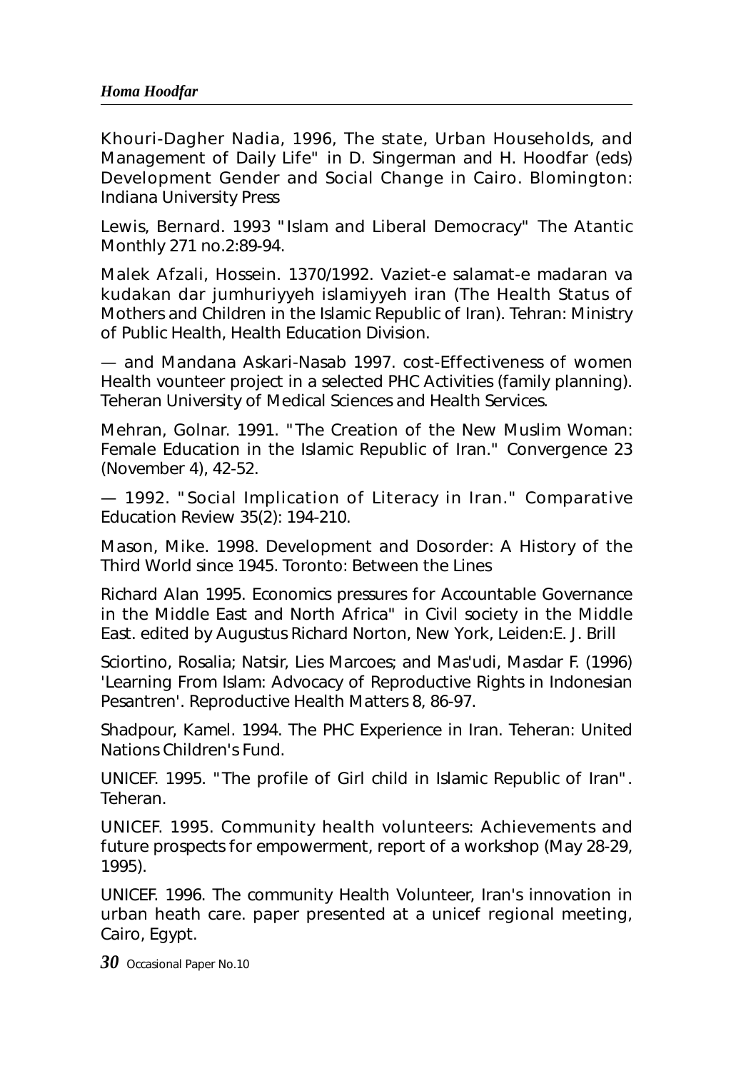Khouri-Dagher Nadia, 1996, The state, Urban Households, and Management of Daily Life" in D. Singerman and H. Hoodfar (eds) Development Gender and Social Change in Cairo. Blomington: Indiana University Press

Lewis, Bernard. 1993 "Islam and Liberal Democracy" The Atantic Monthly 271 no.2:89-94.

Malek Afzali, Hossein. 1370/1992. Vaziet-e salamat-e madaran va kudakan dar jumhuriyyeh islamiyyeh iran (The Health Status of Mothers and Children in the Islamic Republic of Iran). Tehran: Ministry of Public Health, Health Education Division.

— and Mandana Askari-Nasab 1997. cost-Effectiveness of women Health vounteer project in a selected PHC Activities (family planning). Teheran University of Medical Sciences and Health Services.

Mehran, Golnar. 1991. "The Creation of the New Muslim Woman: Female Education in the Islamic Republic of Iran." Convergence 23 (November 4), 42-52.

— 1992. "Social Implication of Literacy in Iran." Comparative Education Review 35(2): 194-210.

Mason, Mike. 1998. Development and Dosorder: A History of the Third World since 1945. Toronto: Between the Lines

Richard Alan 1995. Economics pressures for Accountable Governance in the Middle East and North Africa" in Civil society in the Middle East. edited by Augustus Richard Norton, New York, Leiden:E. J. Brill

Sciortino, Rosalia; Natsir, Lies Marcoes; and Mas'udi, Masdar F. (1996) 'Learning From Islam: Advocacy of Reproductive Rights in Indonesian Pesantren'. Reproductive Health Matters 8, 86-97.

Shadpour, Kamel. 1994. The PHC Experience in Iran. Teheran: United Nations Children's Fund.

UNICEF. 1995. "The profile of Girl child in Islamic Republic of Iran". Teheran.

UNICEF. 1995. Community health volunteers: Achievements and future prospects for empowerment, report of a workshop (May 28-29, 1995).

UNICEF. 1996. The community Health Volunteer, Iran's innovation in urban heath care. paper presented at a unicef regional meeting, Cairo, Egypt.